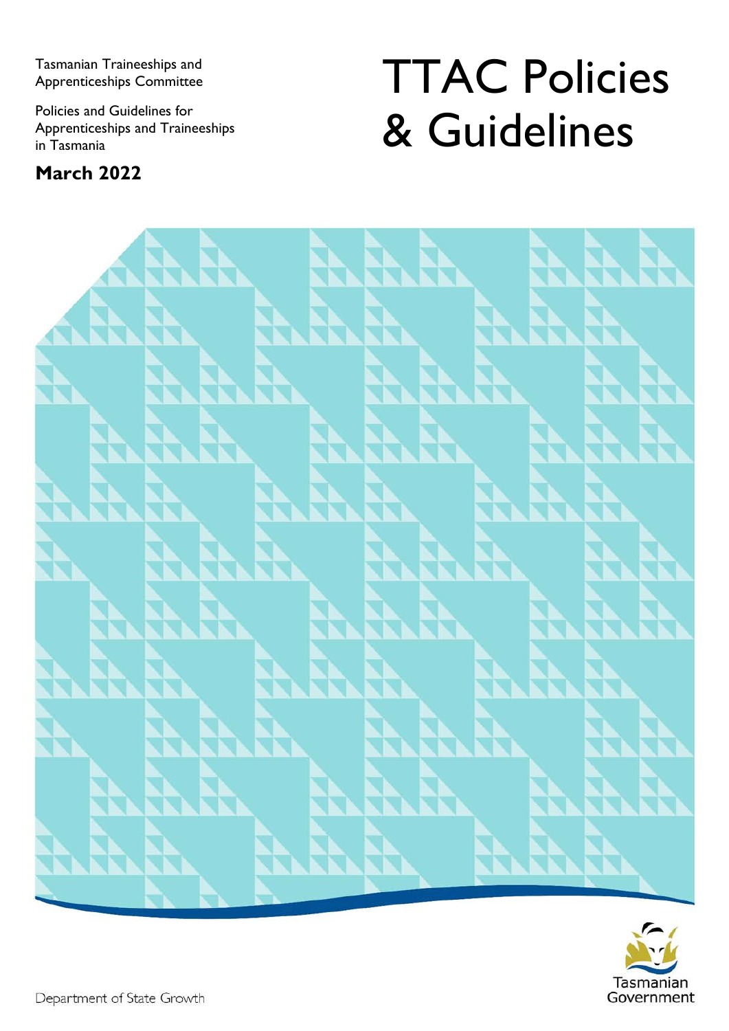Tasmanian Traineeships and Apprenticeships Committee

Policies and Guidelines for Apprenticeships and Traineeships in Tasmania

**March 2022**

# TTAC Policies & Guidelines

Tasmanian Government

Department of State Growth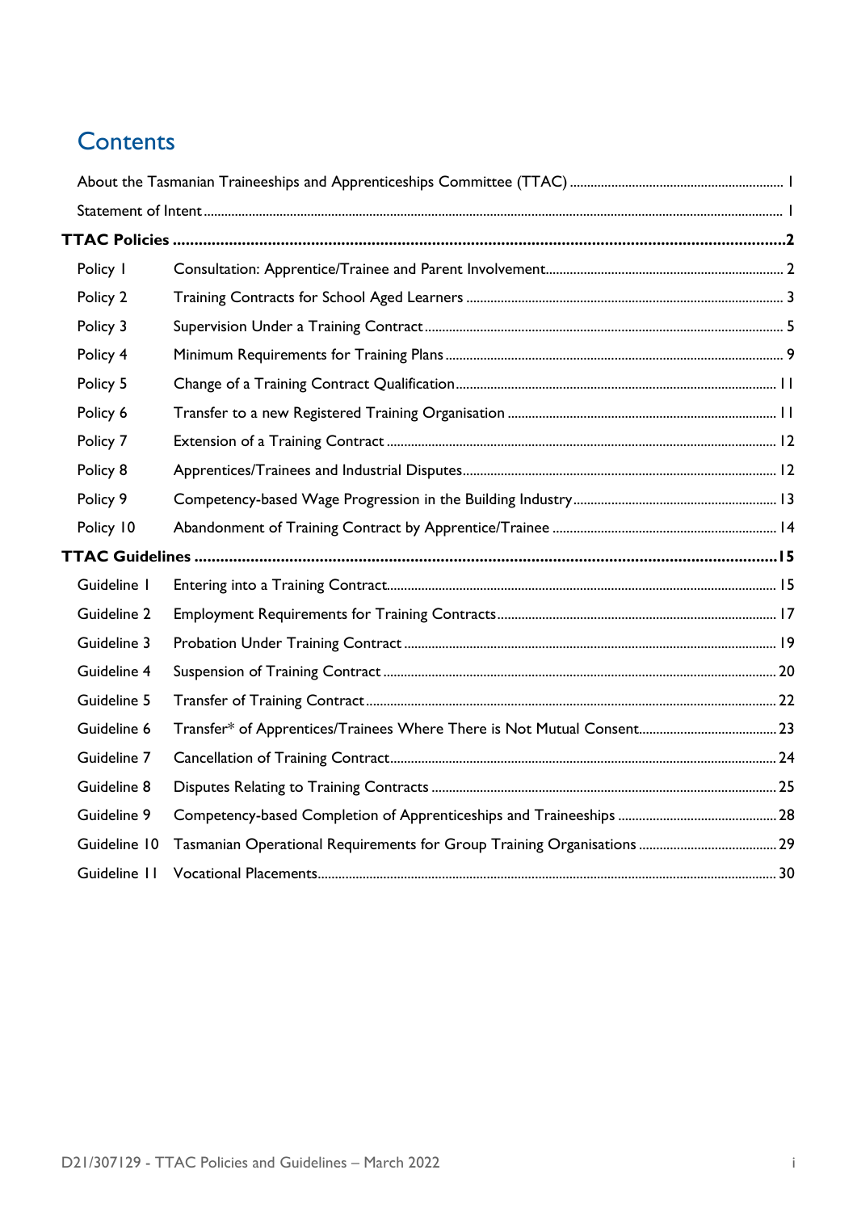# Contents

| | | |
|---|---|---|
| About the Tasmanian Traineeships and Apprenticeships Committee (TTAC) | | 1 |
| Statement of Intent | | 1 |
| **TTAC Policies** | | **2** |
| Policy 1 | Consultation: Apprentice/Trainee and Parent Involvement | 2 |
| Policy 2 | Training Contracts for School Aged Learners | 3 |
| Policy 3 | Supervision Under a Training Contract | 5 |
| Policy 4 | Minimum Requirements for Training Plans | 9 |
| Policy 5 | Change of a Training Contract Qualification | 11 |
| Policy 6 | Transfer to a new Registered Training Organisation | 11 |
| Policy 7 | Extension of a Training Contract | 12 |
| Policy 8 | Apprentices/Trainees and Industrial Disputes | 12 |
| Policy 9 | Competency-based Wage Progression in the Building Industry | 13 |
| Policy 10 | Abandonment of Training Contract by Apprentice/Trainee | 14 |
| **TTAC Guidelines** | | **15** |
| Guideline 1 | Entering into a Training Contract | 15 |
| Guideline 2 | Employment Requirements for Training Contracts | 17 |
| Guideline 3 | Probation Under Training Contract | 19 |
| Guideline 4 | Suspension of Training Contract | 20 |
| Guideline 5 | Transfer of Training Contract | 22 |
| Guideline 6 | Transfer* of Apprentices/Trainees Where There is Not Mutual Consent | 23 |
| Guideline 7 | Cancellation of Training Contract | 24 |
| Guideline 8 | Disputes Relating to Training Contracts | 25 |
| Guideline 9 | Competency-based Completion of Apprenticeships and Traineeships | 28 |
| Guideline 10 | Tasmanian Operational Requirements for Group Training Organisations | 29 |
| Guideline 11 | Vocational Placements | 30 |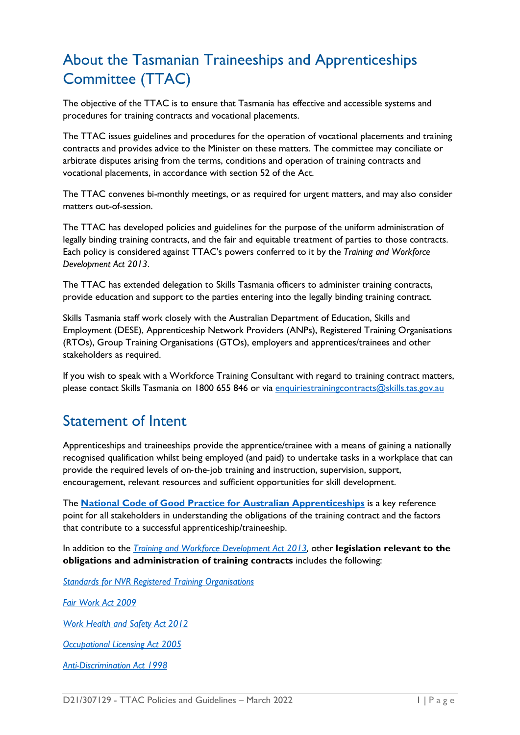## About the Tasmanian Traineeships and Apprenticeships Committee (TTAC)

The objective of the TTAC is to ensure that Tasmania has effective and accessible systems and procedures for training contracts and vocational placements.

The TTAC issues guidelines and procedures for the operation of vocational placements and training contracts and provides advice to the Minister on these matters. The committee may conciliate or arbitrate disputes arising from the terms, conditions and operation of training contracts and vocational placements, in accordance with section 52 of the Act.

The TTAC convenes bi-monthly meetings, or as required for urgent matters, and may also consider matters out-of-session.

The TTAC has developed policies and guidelines for the purpose of the uniform administration of legally binding training contracts, and the fair and equitable treatment of parties to those contracts. Each policy is considered against TTAC's powers conferred to it by the *Training and Workforce Development Act 2013*.

The TTAC has extended delegation to Skills Tasmania officers to administer training contracts, provide education and support to the parties entering into the legally binding training contract.

Skills Tasmania staff work closely with the Australian Department of Education, Skills and Employment (DESE), Apprenticeship Network Providers (ANPs), Registered Training Organisations (RTOs), Group Training Organisations (GTOs), employers and apprentices/trainees and other stakeholders as required.

If you wish to speak with a Workforce Training Consultant with regard to training contract matters, please contact Skills Tasmania on 1800 655 846 or via enquiriestrainingcontracts@skills.tas.gov.au

## Statement of Intent

Apprenticeships and traineeships provide the apprentice/trainee with a means of gaining a nationally recognised qualification whilst being employed (and paid) to undertake tasks in a workplace that can provide the required levels of on-the-job training and instruction, supervision, support, encouragement, relevant resources and sufficient opportunities for skill development.

The **National Code of Good Practice for Australian Apprenticeships** is a key reference point for all stakeholders in understanding the obligations of the training contract and the factors that contribute to a successful apprenticeship/traineeship.

In addition to the *Training and Workforce Development Act 2013*, other **legislation relevant to the obligations and administration of training contracts** includes the following:

*Standards for NVR Registered Training Organisations*

*Fair Work Act 2009*

*Work Health and Safety Act 2012*

*Occupational Licensing Act 2005*

*Anti-Discrimination Act 1998*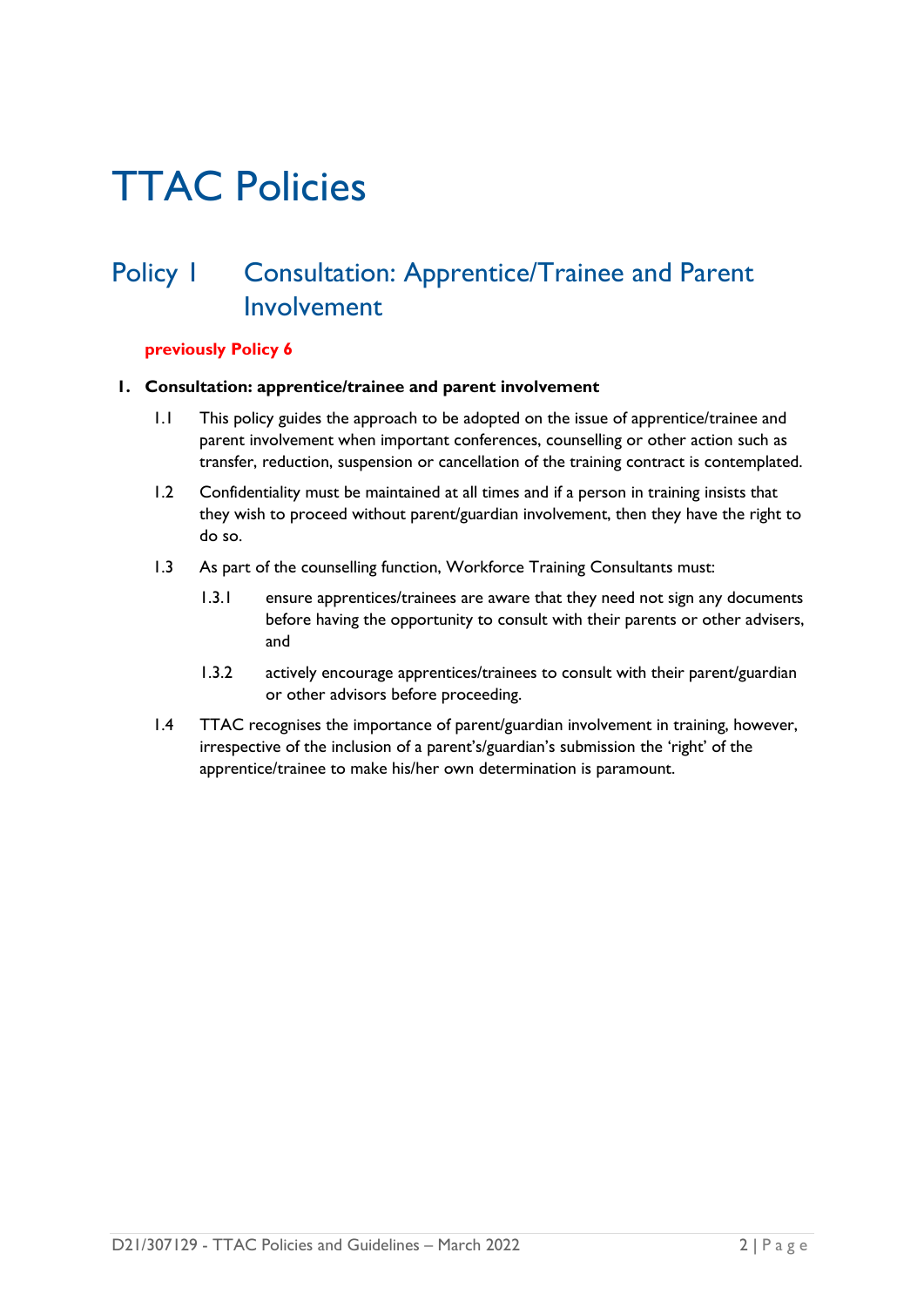# TTAC Policies

## Policy 1 Consultation: Apprentice/Trainee and Parent Involvement

**previously Policy 6**

**1. Consultation: apprentice/trainee and parent involvement**

1.1 This policy guides the approach to be adopted on the issue of apprentice/trainee and parent involvement when important conferences, counselling or other action such as transfer, reduction, suspension or cancellation of the training contract is contemplated.

1.2 Confidentiality must be maintained at all times and if a person in training insists that they wish to proceed without parent/guardian involvement, then they have the right to do so.

1.3 As part of the counselling function, Workforce Training Consultants must:

1.3.1 ensure apprentices/trainees are aware that they need not sign any documents before having the opportunity to consult with their parents or other advisers, and

1.3.2 actively encourage apprentices/trainees to consult with their parent/guardian or other advisors before proceeding.

1.4 TTAC recognises the importance of parent/guardian involvement in training, however, irrespective of the inclusion of a parent's/guardian's submission the 'right' of the apprentice/trainee to make his/her own determination is paramount.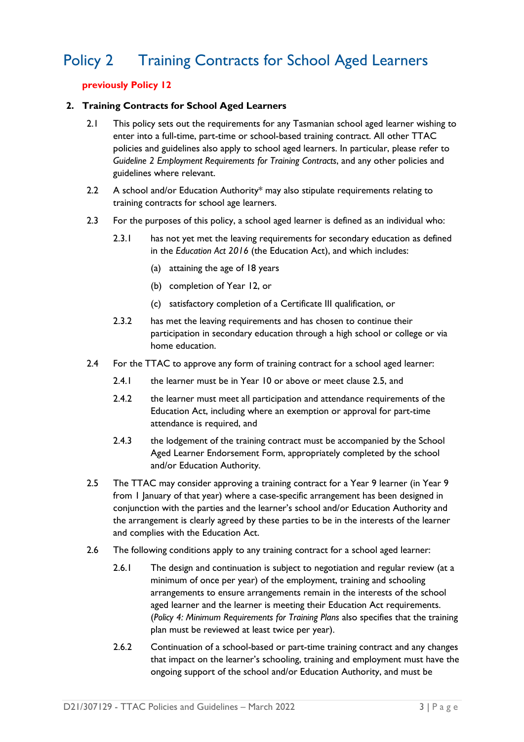# Policy 2 Training Contracts for School Aged Learners

**previously Policy 12**

## 2. Training Contracts for School Aged Learners

2.1 This policy sets out the requirements for any Tasmanian school aged learner wishing to enter into a full-time, part-time or school-based training contract. All other TTAC policies and guidelines also apply to school aged learners. In particular, please refer to *Guideline 2 Employment Requirements for Training Contracts*, and any other policies and guidelines where relevant.

2.2 A school and/or Education Authority* may also stipulate requirements relating to training contracts for school age learners.

2.3 For the purposes of this policy, a school aged learner is defined as an individual who:

2.3.1 has not yet met the leaving requirements for secondary education as defined in the *Education Act 2016* (the Education Act), and which includes:

(a) attaining the age of 18 years

(b) completion of Year 12, or

(c) satisfactory completion of a Certificate III qualification, or

2.3.2 has met the leaving requirements and has chosen to continue their participation in secondary education through a high school or college or via home education.

2.4 For the TTAC to approve any form of training contract for a school aged learner:

2.4.1 the learner must be in Year 10 or above or meet clause 2.5, and

2.4.2 the learner must meet all participation and attendance requirements of the Education Act, including where an exemption or approval for part-time attendance is required, and

2.4.3 the lodgement of the training contract must be accompanied by the School Aged Learner Endorsement Form, appropriately completed by the school and/or Education Authority.

2.5 The TTAC may consider approving a training contract for a Year 9 learner (in Year 9 from 1 January of that year) where a case-specific arrangement has been designed in conjunction with the parties and the learner's school and/or Education Authority and the arrangement is clearly agreed by these parties to be in the interests of the learner and complies with the Education Act.

2.6 The following conditions apply to any training contract for a school aged learner:

2.6.1 The design and continuation is subject to negotiation and regular review (at a minimum of once per year) of the employment, training and schooling arrangements to ensure arrangements remain in the interests of the school aged learner and the learner is meeting their Education Act requirements. (*Policy 4: Minimum Requirements for Training Plans* also specifies that the training plan must be reviewed at least twice per year).

2.6.2 Continuation of a school-based or part-time training contract and any changes that impact on the learner's schooling, training and employment must have the ongoing support of the school and/or Education Authority, and must be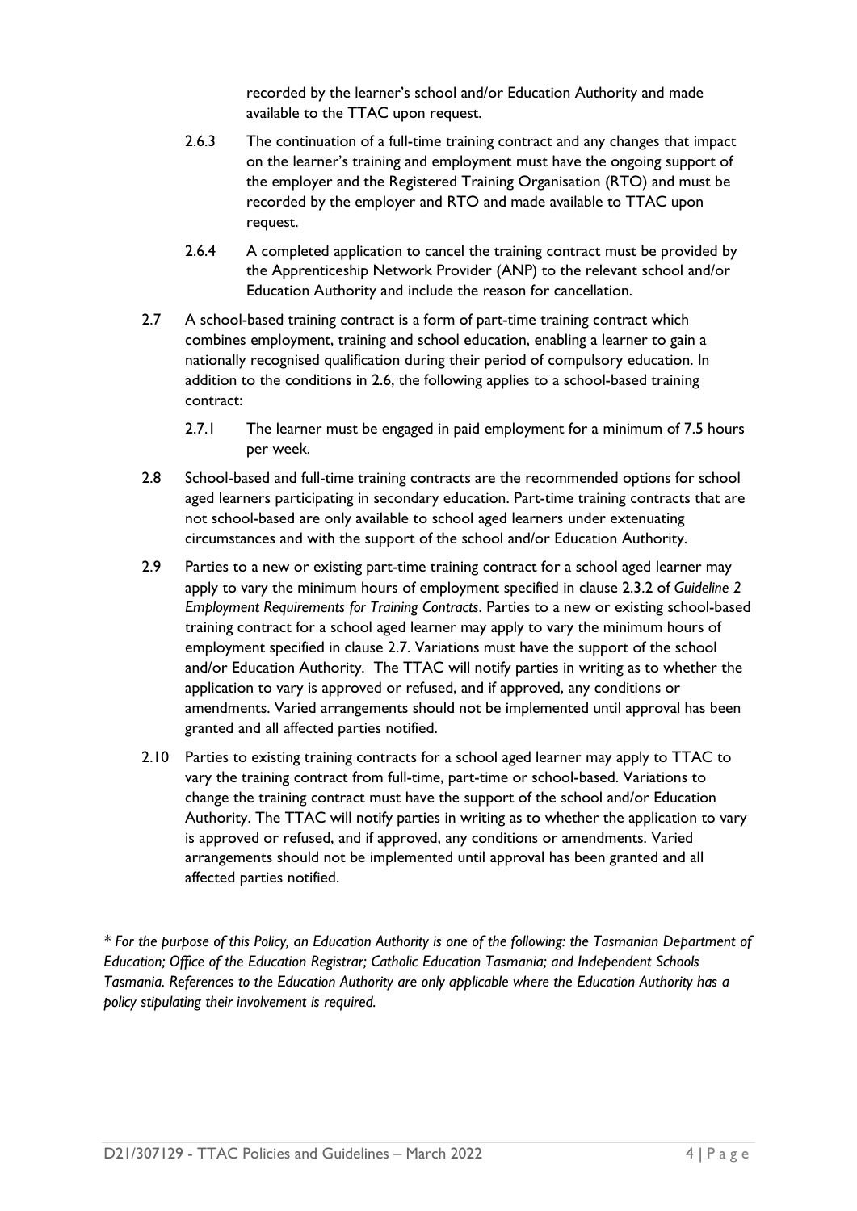recorded by the learner's school and/or Education Authority and made available to the TTAC upon request.

2.6.3 The continuation of a full-time training contract and any changes that impact on the learner's training and employment must have the ongoing support of the employer and the Registered Training Organisation (RTO) and must be recorded by the employer and RTO and made available to TTAC upon request.

2.6.4 A completed application to cancel the training contract must be provided by the Apprenticeship Network Provider (ANP) to the relevant school and/or Education Authority and include the reason for cancellation.

2.7 A school-based training contract is a form of part-time training contract which combines employment, training and school education, enabling a learner to gain a nationally recognised qualification during their period of compulsory education. In addition to the conditions in 2.6, the following applies to a school-based training contract:

2.7.1 The learner must be engaged in paid employment for a minimum of 7.5 hours per week.

2.8 School-based and full-time training contracts are the recommended options for school aged learners participating in secondary education. Part-time training contracts that are not school-based are only available to school aged learners under extenuating circumstances and with the support of the school and/or Education Authority.

2.9 Parties to a new or existing part-time training contract for a school aged learner may apply to vary the minimum hours of employment specified in clause 2.3.2 of *Guideline 2 Employment Requirements for Training Contracts*. Parties to a new or existing school-based training contract for a school aged learner may apply to vary the minimum hours of employment specified in clause 2.7. Variations must have the support of the school and/or Education Authority. The TTAC will notify parties in writing as to whether the application to vary is approved or refused, and if approved, any conditions or amendments. Varied arrangements should not be implemented until approval has been granted and all affected parties notified.

2.10 Parties to existing training contracts for a school aged learner may apply to TTAC to vary the training contract from full-time, part-time or school-based. Variations to change the training contract must have the support of the school and/or Education Authority. The TTAC will notify parties in writing as to whether the application to vary is approved or refused, and if approved, any conditions or amendments. Varied arrangements should not be implemented until approval has been granted and all affected parties notified.

*\* For the purpose of this Policy, an Education Authority is one of the following: the Tasmanian Department of Education; Office of the Education Registrar; Catholic Education Tasmania; and Independent Schools Tasmania. References to the Education Authority are only applicable where the Education Authority has a policy stipulating their involvement is required.*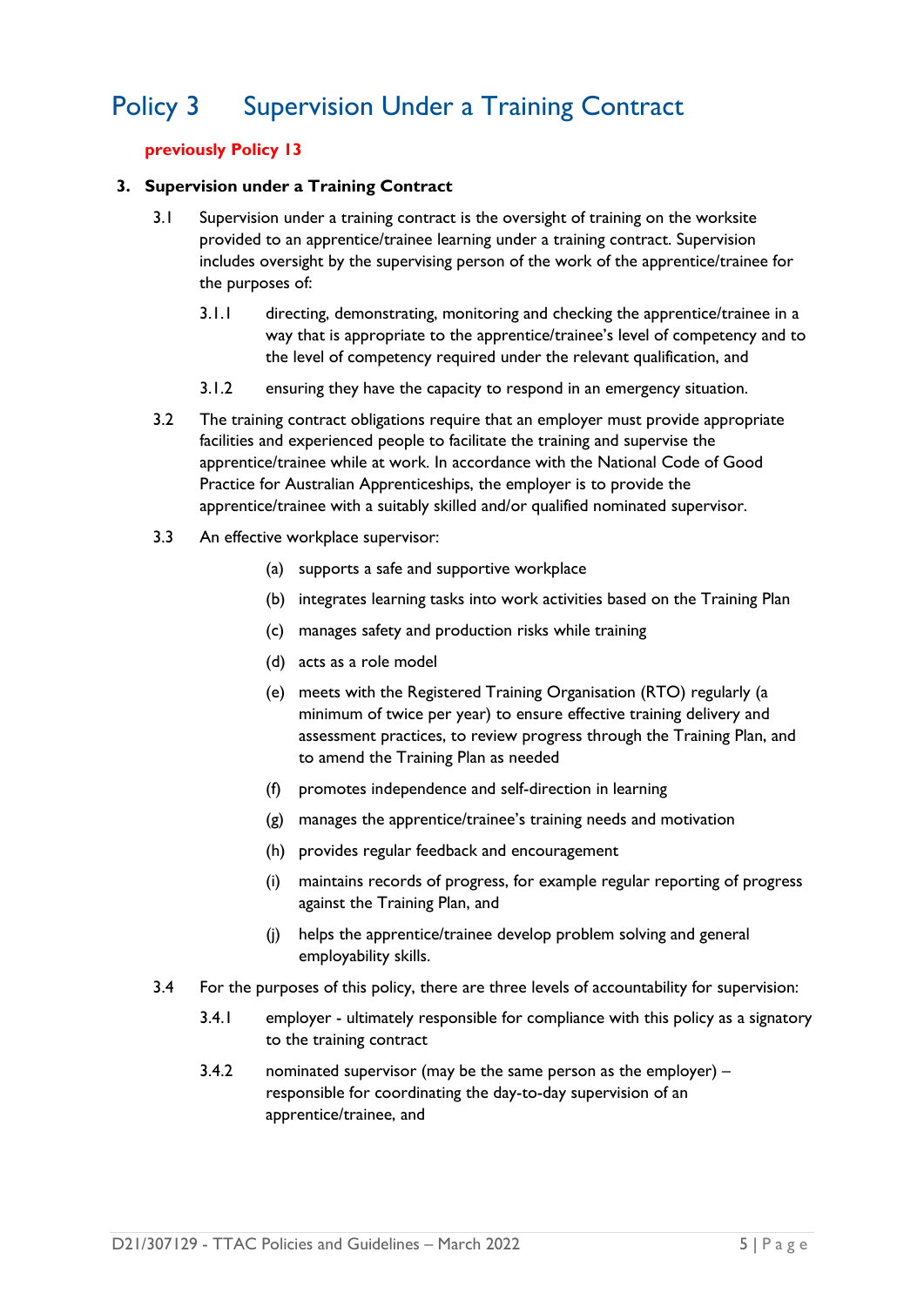# Policy 3 Supervision Under a Training Contract

**previously Policy 13**

**3. Supervision under a Training Contract**

3.1 Supervision under a training contract is the oversight of training on the worksite provided to an apprentice/trainee learning under a training contract. Supervision includes oversight by the supervising person of the work of the apprentice/trainee for the purposes of:

3.1.1 directing, demonstrating, monitoring and checking the apprentice/trainee in a way that is appropriate to the apprentice/trainee's level of competency and to the level of competency required under the relevant qualification, and

3.1.2 ensuring they have the capacity to respond in an emergency situation.

3.2 The training contract obligations require that an employer must provide appropriate facilities and experienced people to facilitate the training and supervise the apprentice/trainee while at work. In accordance with the National Code of Good Practice for Australian Apprenticeships, the employer is to provide the apprentice/trainee with a suitably skilled and/or qualified nominated supervisor.

3.3 An effective workplace supervisor:

(a) supports a safe and supportive workplace

(b) integrates learning tasks into work activities based on the Training Plan

(c) manages safety and production risks while training

(d) acts as a role model

(e) meets with the Registered Training Organisation (RTO) regularly (a minimum of twice per year) to ensure effective training delivery and assessment practices, to review progress through the Training Plan, and to amend the Training Plan as needed

(f) promotes independence and self-direction in learning

(g) manages the apprentice/trainee's training needs and motivation

(h) provides regular feedback and encouragement

(i) maintains records of progress, for example regular reporting of progress against the Training Plan, and

(j) helps the apprentice/trainee develop problem solving and general employability skills.

3.4 For the purposes of this policy, there are three levels of accountability for supervision:

3.4.1 employer - ultimately responsible for compliance with this policy as a signatory to the training contract

3.4.2 nominated supervisor (may be the same person as the employer) – responsible for coordinating the day-to-day supervision of an apprentice/trainee, and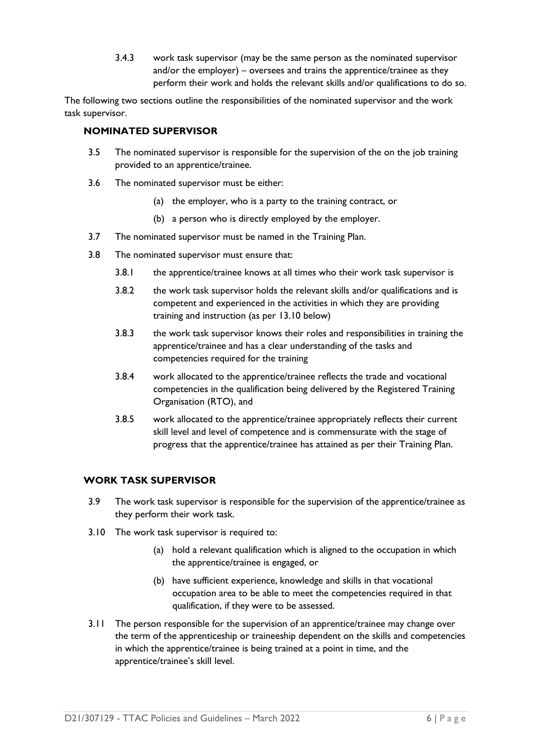3.4.3 work task supervisor (may be the same person as the nominated supervisor and/or the employer) – oversees and trains the apprentice/trainee as they perform their work and holds the relevant skills and/or qualifications to do so.

The following two sections outline the responsibilities of the nominated supervisor and the work task supervisor.

### NOMINATED SUPERVISOR

3.5 The nominated supervisor is responsible for the supervision of the on the job training provided to an apprentice/trainee.

3.6 The nominated supervisor must be either:

- (a) the employer, who is a party to the training contract, or
- (b) a person who is directly employed by the employer.

3.7 The nominated supervisor must be named in the Training Plan.

3.8 The nominated supervisor must ensure that:

3.8.1 the apprentice/trainee knows at all times who their work task supervisor is

3.8.2 the work task supervisor holds the relevant skills and/or qualifications and is competent and experienced in the activities in which they are providing training and instruction (as per 13.10 below)

3.8.3 the work task supervisor knows their roles and responsibilities in training the apprentice/trainee and has a clear understanding of the tasks and competencies required for the training

3.8.4 work allocated to the apprentice/trainee reflects the trade and vocational competencies in the qualification being delivered by the Registered Training Organisation (RTO), and

3.8.5 work allocated to the apprentice/trainee appropriately reflects their current skill level and level of competence and is commensurate with the stage of progress that the apprentice/trainee has attained as per their Training Plan.

### WORK TASK SUPERVISOR

3.9 The work task supervisor is responsible for the supervision of the apprentice/trainee as they perform their work task.

3.10 The work task supervisor is required to:

- (a) hold a relevant qualification which is aligned to the occupation in which the apprentice/trainee is engaged, or
- (b) have sufficient experience, knowledge and skills in that vocational occupation area to be able to meet the competencies required in that qualification, if they were to be assessed.

3.11 The person responsible for the supervision of an apprentice/trainee may change over the term of the apprenticeship or traineeship dependent on the skills and competencies in which the apprentice/trainee is being trained at a point in time, and the apprentice/trainee's skill level.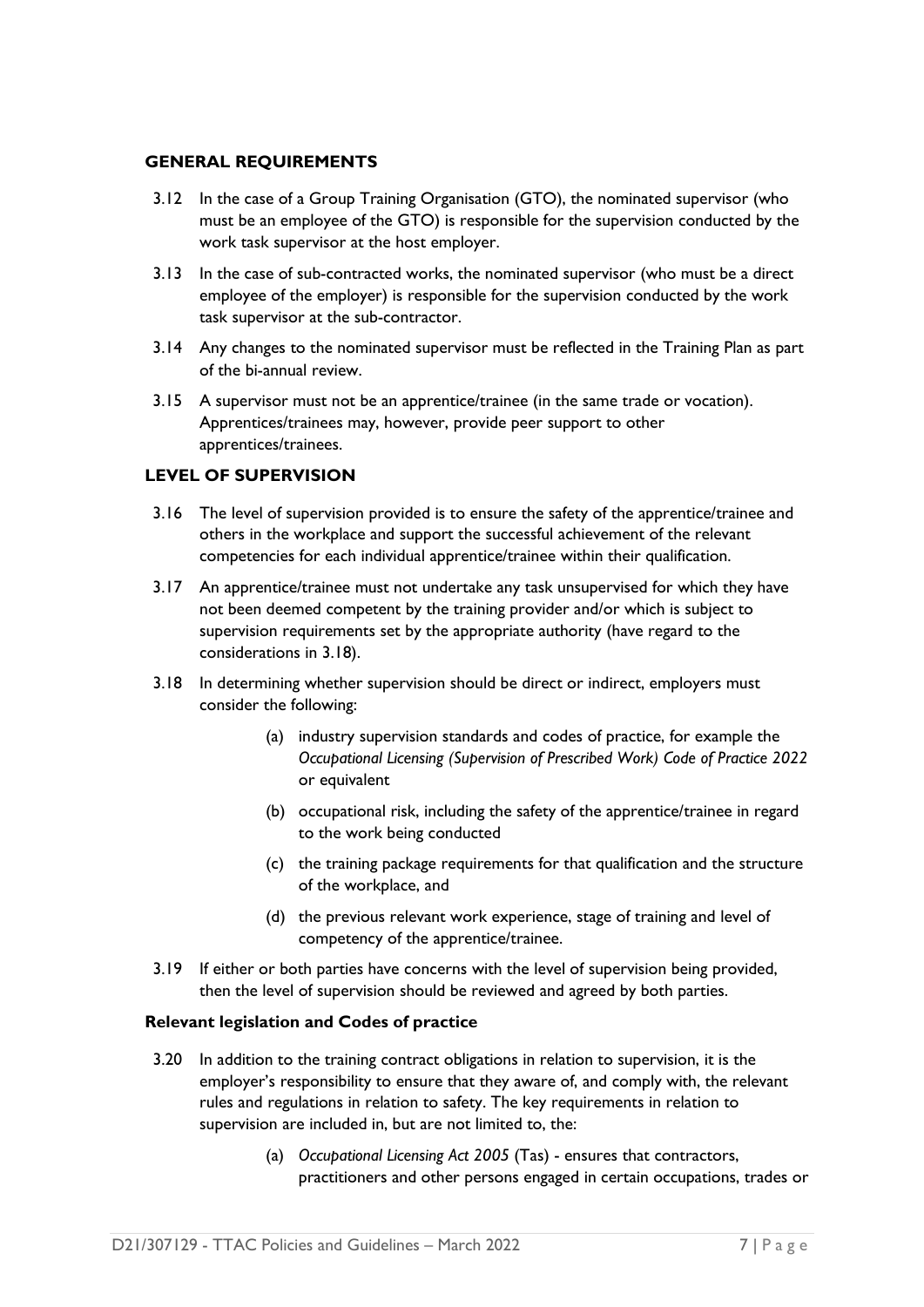## GENERAL REQUIREMENTS

3.12 In the case of a Group Training Organisation (GTO), the nominated supervisor (who must be an employee of the GTO) is responsible for the supervision conducted by the work task supervisor at the host employer.

3.13 In the case of sub-contracted works, the nominated supervisor (who must be a direct employee of the employer) is responsible for the supervision conducted by the work task supervisor at the sub-contractor.

3.14 Any changes to the nominated supervisor must be reflected in the Training Plan as part of the bi-annual review.

3.15 A supervisor must not be an apprentice/trainee (in the same trade or vocation). Apprentices/trainees may, however, provide peer support to other apprentices/trainees.

## LEVEL OF SUPERVISION

3.16 The level of supervision provided is to ensure the safety of the apprentice/trainee and others in the workplace and support the successful achievement of the relevant competencies for each individual apprentice/trainee within their qualification.

3.17 An apprentice/trainee must not undertake any task unsupervised for which they have not been deemed competent by the training provider and/or which is subject to supervision requirements set by the appropriate authority (have regard to the considerations in 3.18).

3.18 In determining whether supervision should be direct or indirect, employers must consider the following:

(a) industry supervision standards and codes of practice, for example the *Occupational Licensing (Supervision of Prescribed Work) Code of Practice 2022* or equivalent

(b) occupational risk, including the safety of the apprentice/trainee in regard to the work being conducted

(c) the training package requirements for that qualification and the structure of the workplace, and

(d) the previous relevant work experience, stage of training and level of competency of the apprentice/trainee.

3.19 If either or both parties have concerns with the level of supervision being provided, then the level of supervision should be reviewed and agreed by both parties.

### Relevant legislation and Codes of practice

3.20 In addition to the training contract obligations in relation to supervision, it is the employer's responsibility to ensure that they aware of, and comply with, the relevant rules and regulations in relation to safety. The key requirements in relation to supervision are included in, but are not limited to, the:

(a) *Occupational Licensing Act 2005* (Tas) - ensures that contractors, practitioners and other persons engaged in certain occupations, trades or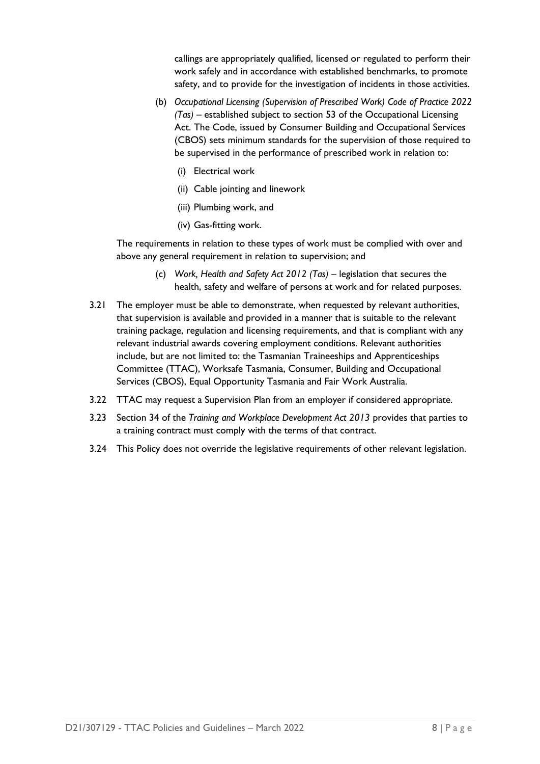callings are appropriately qualified, licensed or regulated to perform their work safely and in accordance with established benchmarks, to promote safety, and to provide for the investigation of incidents in those activities.

(b) *Occupational Licensing (Supervision of Prescribed Work) Code of Practice 2022 (Tas)* – established subject to section 53 of the Occupational Licensing Act. The Code, issued by Consumer Building and Occupational Services (CBOS) sets minimum standards for the supervision of those required to be supervised in the performance of prescribed work in relation to:

  (i) Electrical work

  (ii) Cable jointing and linework

  (iii) Plumbing work, and

  (iv) Gas-fitting work.

The requirements in relation to these types of work must be complied with over and above any general requirement in relation to supervision; and

(c) *Work, Health and Safety Act 2012 (Tas)* – legislation that secures the health, safety and welfare of persons at work and for related purposes.

3.21 The employer must be able to demonstrate, when requested by relevant authorities, that supervision is available and provided in a manner that is suitable to the relevant training package, regulation and licensing requirements, and that is compliant with any relevant industrial awards covering employment conditions. Relevant authorities include, but are not limited to: the Tasmanian Traineeships and Apprenticeships Committee (TTAC), Worksafe Tasmania, Consumer, Building and Occupational Services (CBOS), Equal Opportunity Tasmania and Fair Work Australia.

3.22 TTAC may request a Supervision Plan from an employer if considered appropriate.

3.23 Section 34 of the *Training and Workplace Development Act 2013* provides that parties to a training contract must comply with the terms of that contract.

3.24 This Policy does not override the legislative requirements of other relevant legislation.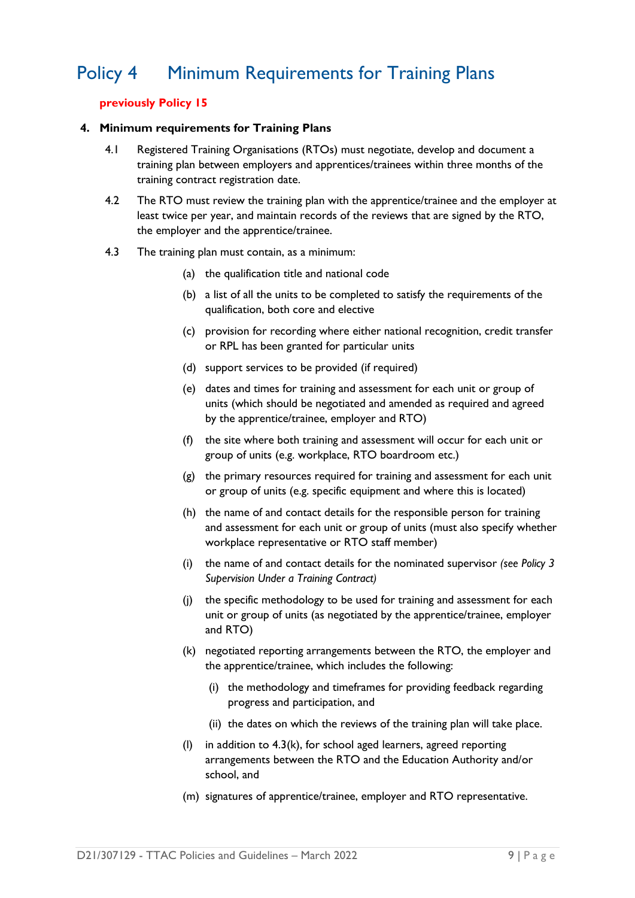# Policy 4 Minimum Requirements for Training Plans

**previously Policy 15**

**4. Minimum requirements for Training Plans**

4.1 Registered Training Organisations (RTOs) must negotiate, develop and document a training plan between employers and apprentices/trainees within three months of the training contract registration date.

4.2 The RTO must review the training plan with the apprentice/trainee and the employer at least twice per year, and maintain records of the reviews that are signed by the RTO, the employer and the apprentice/trainee.

4.3 The training plan must contain, as a minimum:

(a) the qualification title and national code

(b) a list of all the units to be completed to satisfy the requirements of the qualification, both core and elective

(c) provision for recording where either national recognition, credit transfer or RPL has been granted for particular units

(d) support services to be provided (if required)

(e) dates and times for training and assessment for each unit or group of units (which should be negotiated and amended as required and agreed by the apprentice/trainee, employer and RTO)

(f) the site where both training and assessment will occur for each unit or group of units (e.g. workplace, RTO boardroom etc.)

(g) the primary resources required for training and assessment for each unit or group of units (e.g. specific equipment and where this is located)

(h) the name of and contact details for the responsible person for training and assessment for each unit or group of units (must also specify whether workplace representative or RTO staff member)

(i) the name of and contact details for the nominated supervisor *(see Policy 3 Supervision Under a Training Contract)*

(j) the specific methodology to be used for training and assessment for each unit or group of units (as negotiated by the apprentice/trainee, employer and RTO)

(k) negotiated reporting arrangements between the RTO, the employer and the apprentice/trainee, which includes the following:

  (i) the methodology and timeframes for providing feedback regarding progress and participation, and

  (ii) the dates on which the reviews of the training plan will take place.

(l) in addition to 4.3(k), for school aged learners, agreed reporting arrangements between the RTO and the Education Authority and/or school, and

(m) signatures of apprentice/trainee, employer and RTO representative.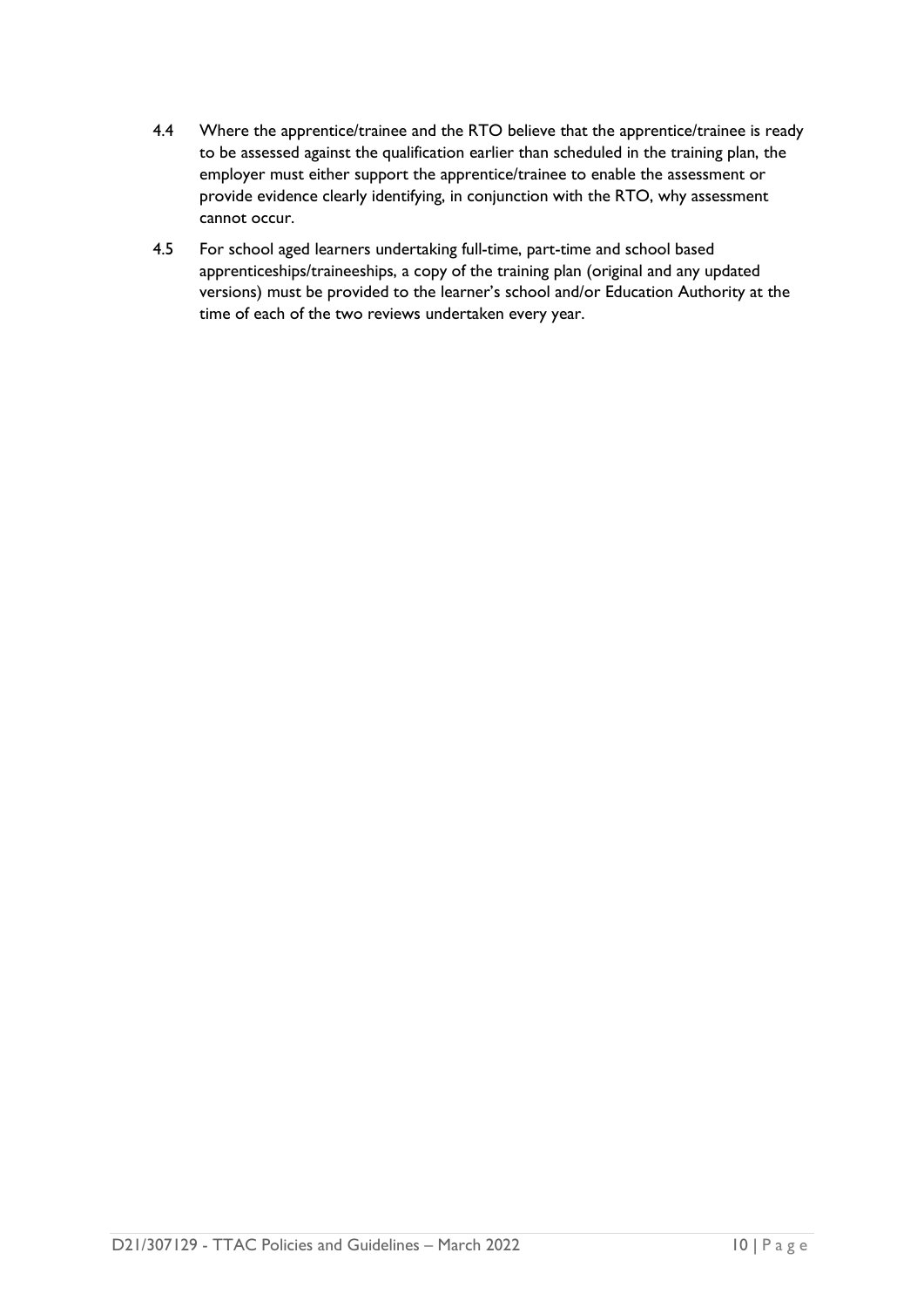4.4 Where the apprentice/trainee and the RTO believe that the apprentice/trainee is ready to be assessed against the qualification earlier than scheduled in the training plan, the employer must either support the apprentice/trainee to enable the assessment or provide evidence clearly identifying, in conjunction with the RTO, why assessment cannot occur.

4.5 For school aged learners undertaking full-time, part-time and school based apprenticeships/traineeships, a copy of the training plan (original and any updated versions) must be provided to the learner's school and/or Education Authority at the time of each of the two reviews undertaken every year.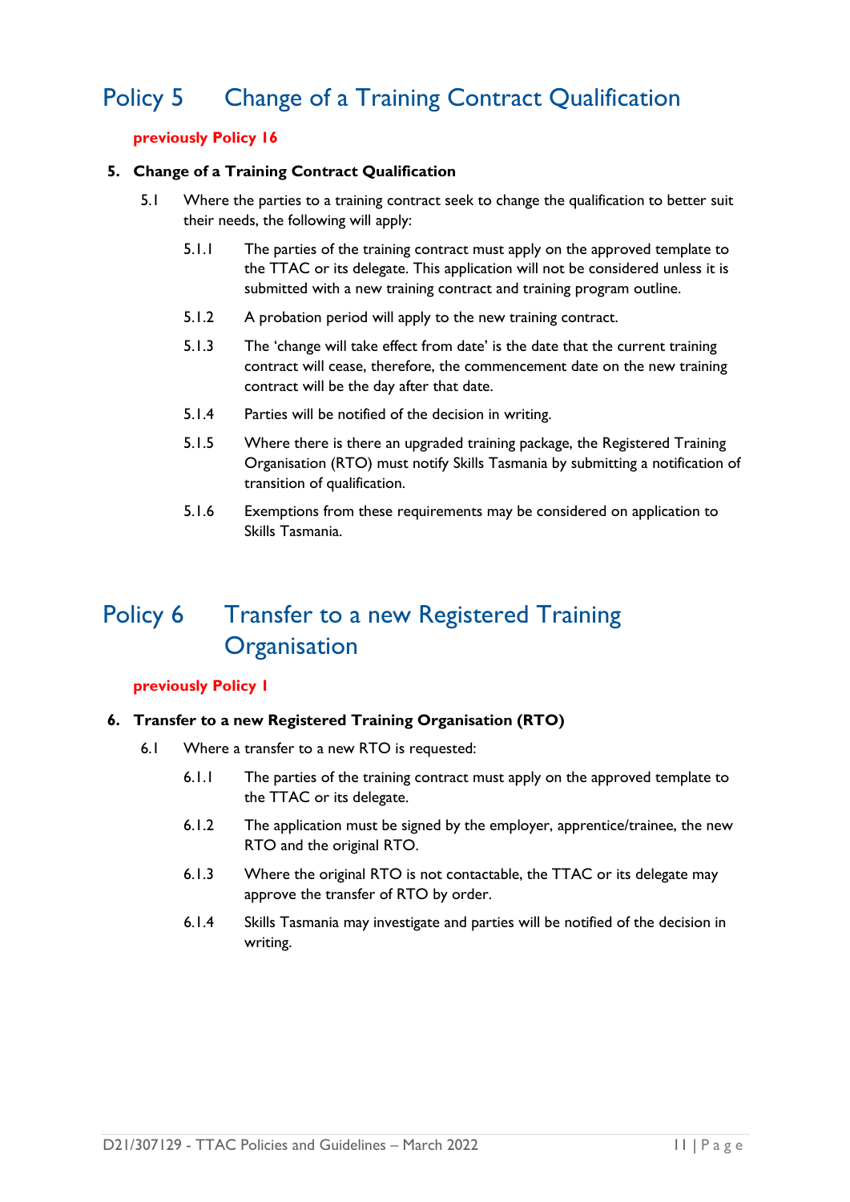# Policy 5 Change of a Training Contract Qualification

**previously Policy 16**

**5. Change of a Training Contract Qualification**

5.1 Where the parties to a training contract seek to change the qualification to better suit their needs, the following will apply:

5.1.1 The parties of the training contract must apply on the approved template to the TTAC or its delegate. This application will not be considered unless it is submitted with a new training contract and training program outline.

5.1.2 A probation period will apply to the new training contract.

5.1.3 The 'change will take effect from date' is the date that the current training contract will cease, therefore, the commencement date on the new training contract will be the day after that date.

5.1.4 Parties will be notified of the decision in writing.

5.1.5 Where there is there an upgraded training package, the Registered Training Organisation (RTO) must notify Skills Tasmania by submitting a notification of transition of qualification.

5.1.6 Exemptions from these requirements may be considered on application to Skills Tasmania.

# Policy 6 Transfer to a new Registered Training Organisation

**previously Policy 1**

**6. Transfer to a new Registered Training Organisation (RTO)**

6.1 Where a transfer to a new RTO is requested:

6.1.1 The parties of the training contract must apply on the approved template to the TTAC or its delegate.

6.1.2 The application must be signed by the employer, apprentice/trainee, the new RTO and the original RTO.

6.1.3 Where the original RTO is not contactable, the TTAC or its delegate may approve the transfer of RTO by order.

6.1.4 Skills Tasmania may investigate and parties will be notified of the decision in writing.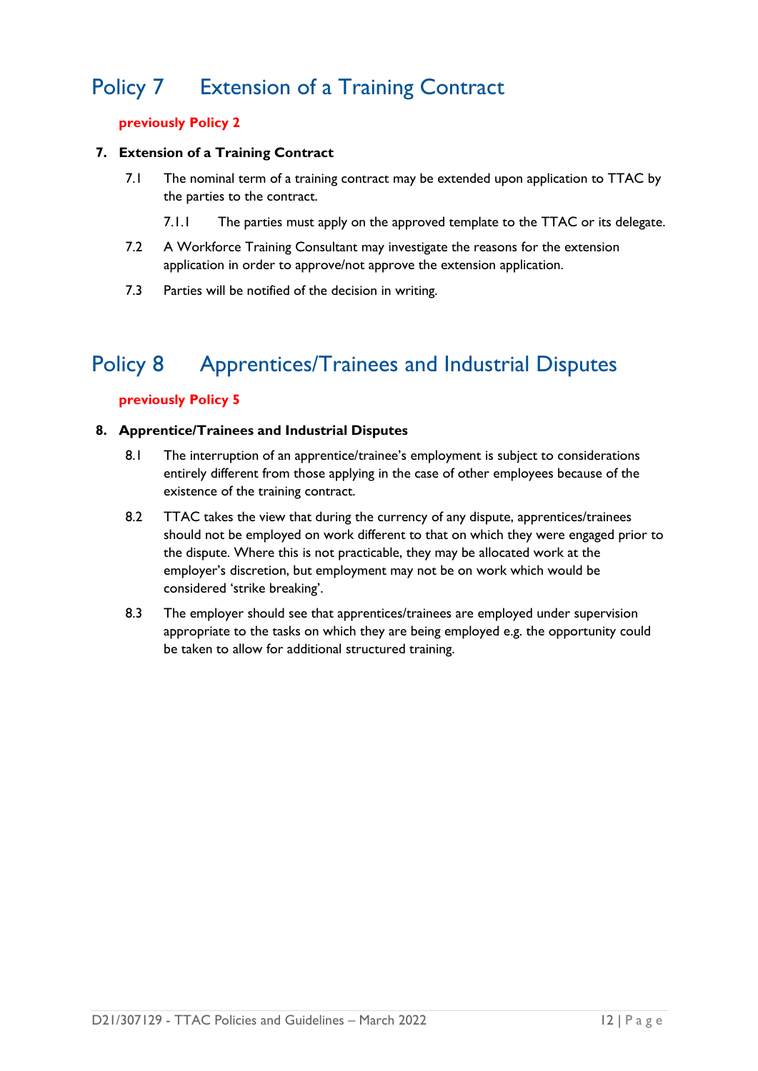# Policy 7 Extension of a Training Contract

**previously Policy 2**

**7. Extension of a Training Contract**

7.1 The nominal term of a training contract may be extended upon application to TTAC by the parties to the contract.

7.1.1 The parties must apply on the approved template to the TTAC or its delegate.

7.2 A Workforce Training Consultant may investigate the reasons for the extension application in order to approve/not approve the extension application.

7.3 Parties will be notified of the decision in writing.

# Policy 8 Apprentices/Trainees and Industrial Disputes

**previously Policy 5**

**8. Apprentice/Trainees and Industrial Disputes**

8.1 The interruption of an apprentice/trainee's employment is subject to considerations entirely different from those applying in the case of other employees because of the existence of the training contract.

8.2 TTAC takes the view that during the currency of any dispute, apprentices/trainees should not be employed on work different to that on which they were engaged prior to the dispute. Where this is not practicable, they may be allocated work at the employer's discretion, but employment may not be on work which would be considered 'strike breaking'.

8.3 The employer should see that apprentices/trainees are employed under supervision appropriate to the tasks on which they are being employed e.g. the opportunity could be taken to allow for additional structured training.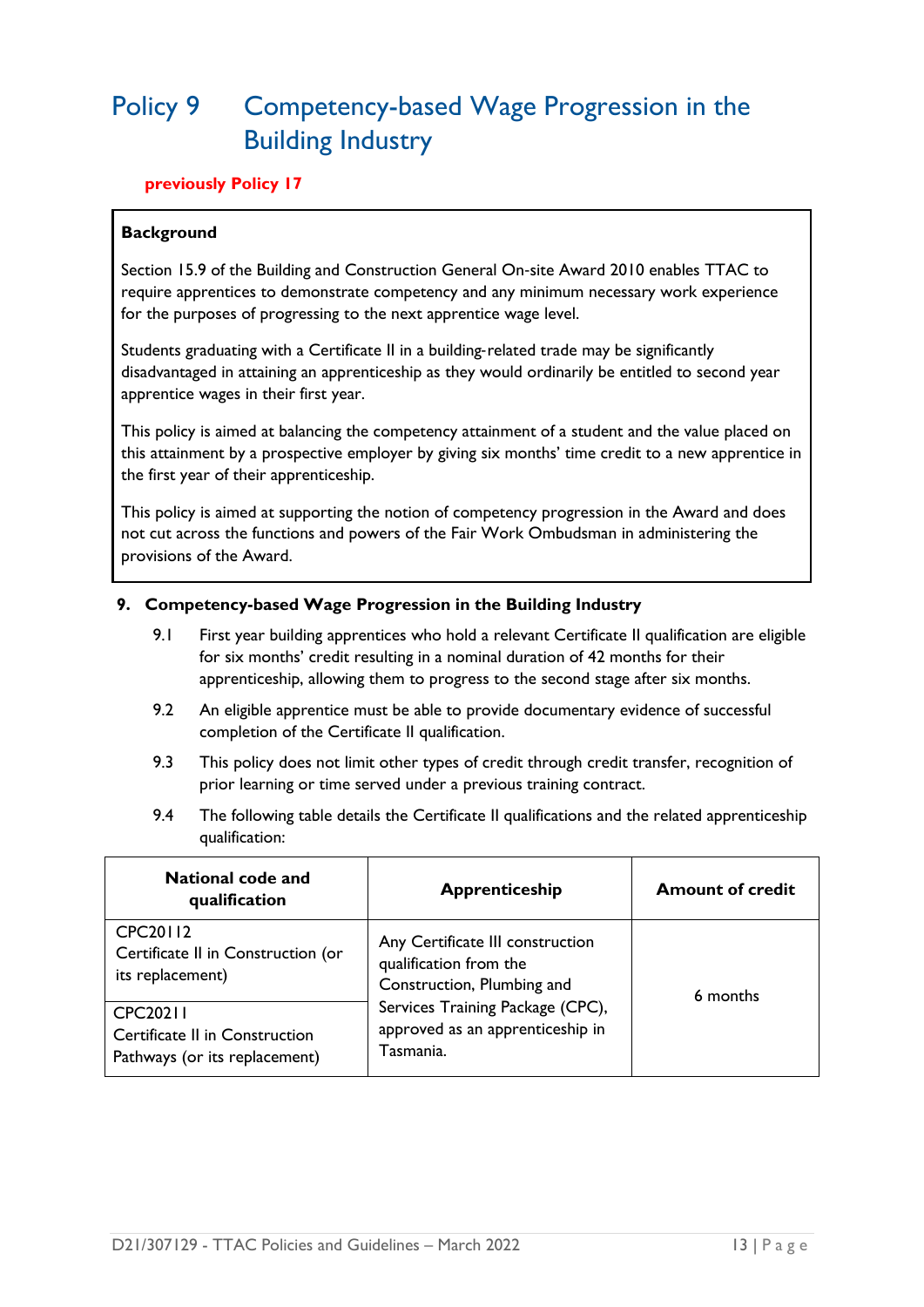# Policy 9 Competency-based Wage Progression in the Building Industry

**previously Policy 17**

**Background**

Section 15.9 of the Building and Construction General On-site Award 2010 enables TTAC to require apprentices to demonstrate competency and any minimum necessary work experience for the purposes of progressing to the next apprentice wage level.

Students graduating with a Certificate II in a building-related trade may be significantly disadvantaged in attaining an apprenticeship as they would ordinarily be entitled to second year apprentice wages in their first year.

This policy is aimed at balancing the competency attainment of a student and the value placed on this attainment by a prospective employer by giving six months' time credit to a new apprentice in the first year of their apprenticeship.

This policy is aimed at supporting the notion of competency progression in the Award and does not cut across the functions and powers of the Fair Work Ombudsman in administering the provisions of the Award.

## 9. Competency-based Wage Progression in the Building Industry

9.1 First year building apprentices who hold a relevant Certificate II qualification are eligible for six months' credit resulting in a nominal duration of 42 months for their apprenticeship, allowing them to progress to the second stage after six months.

9.2 An eligible apprentice must be able to provide documentary evidence of successful completion of the Certificate II qualification.

9.3 This policy does not limit other types of credit through credit transfer, recognition of prior learning or time served under a previous training contract.

9.4 The following table details the Certificate II qualifications and the related apprenticeship qualification:

| National code and qualification | Apprenticeship | Amount of credit |
|---|---|---|
| CPC20112<br>Certificate II in Construction (or its replacement) | Any Certificate III construction qualification from the Construction, Plumbing and Services Training Package (CPC), approved as an apprenticeship in Tasmania. | 6 months |
| CPC20211<br>Certificate II in Construction Pathways (or its replacement) | | |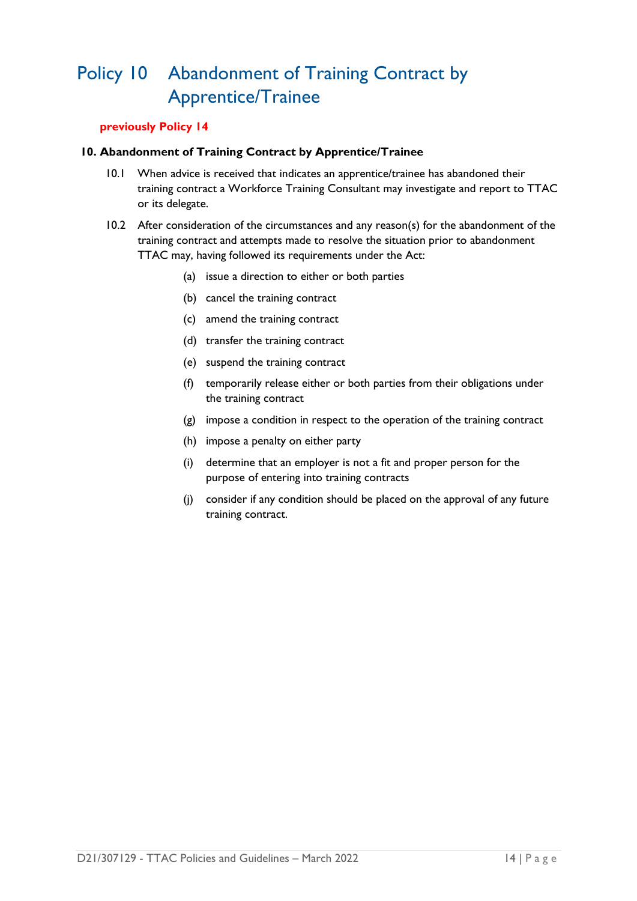# Policy 10 Abandonment of Training Contract by Apprentice/Trainee

**previously Policy 14**

**10. Abandonment of Training Contract by Apprentice/Trainee**

10.1 When advice is received that indicates an apprentice/trainee has abandoned their training contract a Workforce Training Consultant may investigate and report to TTAC or its delegate.

10.2 After consideration of the circumstances and any reason(s) for the abandonment of the training contract and attempts made to resolve the situation prior to abandonment TTAC may, having followed its requirements under the Act:

- (a) issue a direction to either or both parties
- (b) cancel the training contract
- (c) amend the training contract
- (d) transfer the training contract
- (e) suspend the training contract
- (f) temporarily release either or both parties from their obligations under the training contract
- (g) impose a condition in respect to the operation of the training contract
- (h) impose a penalty on either party
- (i) determine that an employer is not a fit and proper person for the purpose of entering into training contracts
- (j) consider if any condition should be placed on the approval of any future training contract.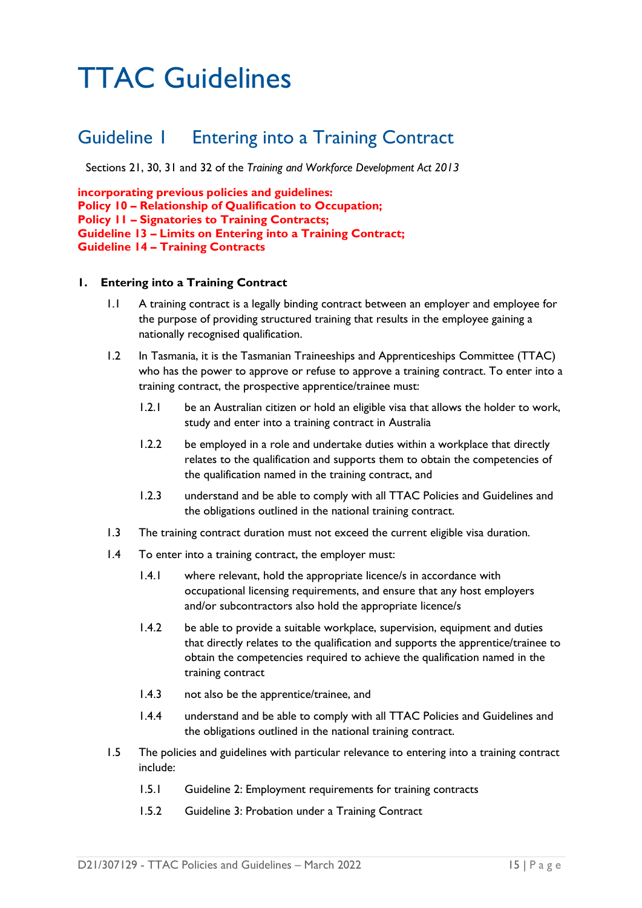# TTAC Guidelines

## Guideline 1 Entering into a Training Contract

Sections 21, 30, 31 and 32 of the *Training and Workforce Development Act 2013*

**incorporating previous policies and guidelines:**
**Policy 10 – Relationship of Qualification to Occupation;**
**Policy 11 – Signatories to Training Contracts;**
**Guideline 13 – Limits on Entering into a Training Contract;**
**Guideline 14 – Training Contracts**

### 1. Entering into a Training Contract

1.1 A training contract is a legally binding contract between an employer and employee for the purpose of providing structured training that results in the employee gaining a nationally recognised qualification.

1.2 In Tasmania, it is the Tasmanian Traineeships and Apprenticeships Committee (TTAC) who has the power to approve or refuse to approve a training contract. To enter into a training contract, the prospective apprentice/trainee must:

1.2.1 be an Australian citizen or hold an eligible visa that allows the holder to work, study and enter into a training contract in Australia

1.2.2 be employed in a role and undertake duties within a workplace that directly relates to the qualification and supports them to obtain the competencies of the qualification named in the training contract, and

1.2.3 understand and be able to comply with all TTAC Policies and Guidelines and the obligations outlined in the national training contract.

1.3 The training contract duration must not exceed the current eligible visa duration.

1.4 To enter into a training contract, the employer must:

1.4.1 where relevant, hold the appropriate licence/s in accordance with occupational licensing requirements, and ensure that any host employers and/or subcontractors also hold the appropriate licence/s

1.4.2 be able to provide a suitable workplace, supervision, equipment and duties that directly relates to the qualification and supports the apprentice/trainee to obtain the competencies required to achieve the qualification named in the training contract

1.4.3 not also be the apprentice/trainee, and

1.4.4 understand and be able to comply with all TTAC Policies and Guidelines and the obligations outlined in the national training contract.

1.5 The policies and guidelines with particular relevance to entering into a training contract include:

1.5.1 Guideline 2: Employment requirements for training contracts

1.5.2 Guideline 3: Probation under a Training Contract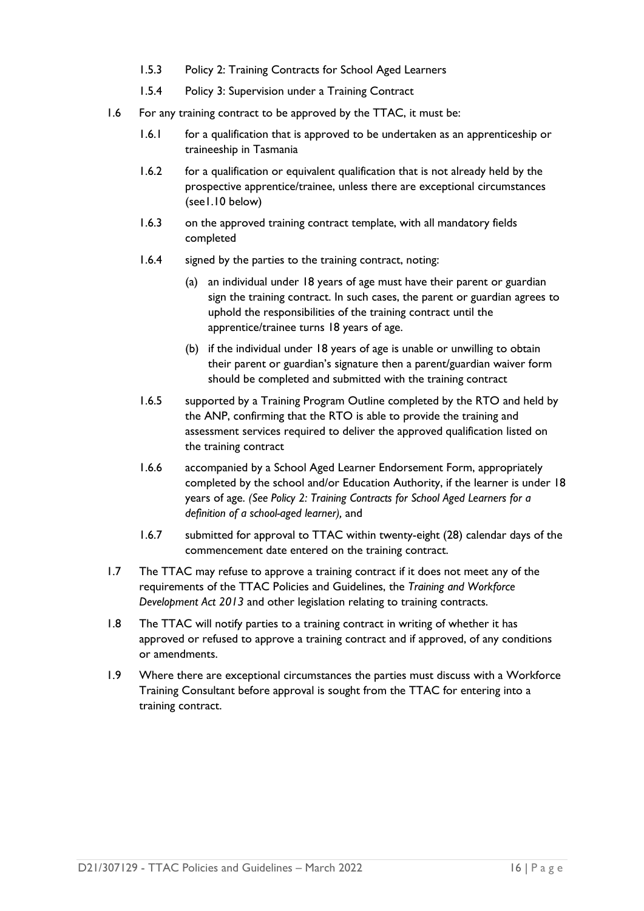1.5.3 Policy 2: Training Contracts for School Aged Learners

1.5.4 Policy 3: Supervision under a Training Contract

1.6 For any training contract to be approved by the TTAC, it must be:

1.6.1 for a qualification that is approved to be undertaken as an apprenticeship or traineeship in Tasmania

1.6.2 for a qualification or equivalent qualification that is not already held by the prospective apprentice/trainee, unless there are exceptional circumstances (see1.10 below)

1.6.3 on the approved training contract template, with all mandatory fields completed

1.6.4 signed by the parties to the training contract, noting:

(a) an individual under 18 years of age must have their parent or guardian sign the training contract. In such cases, the parent or guardian agrees to uphold the responsibilities of the training contract until the apprentice/trainee turns 18 years of age.

(b) if the individual under 18 years of age is unable or unwilling to obtain their parent or guardian's signature then a parent/guardian waiver form should be completed and submitted with the training contract

1.6.5 supported by a Training Program Outline completed by the RTO and held by the ANP, confirming that the RTO is able to provide the training and assessment services required to deliver the approved qualification listed on the training contract

1.6.6 accompanied by a School Aged Learner Endorsement Form, appropriately completed by the school and/or Education Authority, if the learner is under 18 years of age. *(See Policy 2: Training Contracts for School Aged Learners for a definition of a school-aged learner),* and

1.6.7 submitted for approval to TTAC within twenty-eight (28) calendar days of the commencement date entered on the training contract.

1.7 The TTAC may refuse to approve a training contract if it does not meet any of the requirements of the TTAC Policies and Guidelines, the *Training and Workforce Development Act 2013* and other legislation relating to training contracts.

1.8 The TTAC will notify parties to a training contract in writing of whether it has approved or refused to approve a training contract and if approved, of any conditions or amendments.

1.9 Where there are exceptional circumstances the parties must discuss with a Workforce Training Consultant before approval is sought from the TTAC for entering into a training contract.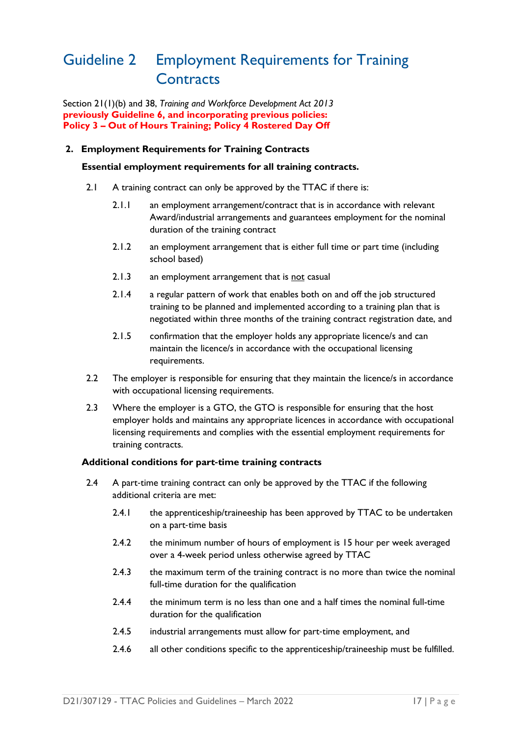# Guideline 2 Employment Requirements for Training Contracts

Section 21(1)(b) and 38, *Training and Workforce Development Act 2013*
**previously Guideline 6, and incorporating previous policies:**
**Policy 3 – Out of Hours Training; Policy 4 Rostered Day Off**

## 2. Employment Requirements for Training Contracts

**Essential employment requirements for all training contracts.**

2.1 A training contract can only be approved by the TTAC if there is:

- 2.1.1 an employment arrangement/contract that is in accordance with relevant Award/industrial arrangements and guarantees employment for the nominal duration of the training contract
- 2.1.2 an employment arrangement that is either full time or part time (including school based)
- 2.1.3 an employment arrangement that is <u>not</u> casual
- 2.1.4 a regular pattern of work that enables both on and off the job structured training to be planned and implemented according to a training plan that is negotiated within three months of the training contract registration date, and
- 2.1.5 confirmation that the employer holds any appropriate licence/s and can maintain the licence/s in accordance with the occupational licensing requirements.

2.2 The employer is responsible for ensuring that they maintain the licence/s in accordance with occupational licensing requirements.

2.3 Where the employer is a GTO, the GTO is responsible for ensuring that the host employer holds and maintains any appropriate licences in accordance with occupational licensing requirements and complies with the essential employment requirements for training contracts.

**Additional conditions for part-time training contracts**

2.4 A part-time training contract can only be approved by the TTAC if the following additional criteria are met:

- 2.4.1 the apprenticeship/traineeship has been approved by TTAC to be undertaken on a part-time basis
- 2.4.2 the minimum number of hours of employment is 15 hour per week averaged over a 4-week period unless otherwise agreed by TTAC
- 2.4.3 the maximum term of the training contract is no more than twice the nominal full-time duration for the qualification
- 2.4.4 the minimum term is no less than one and a half times the nominal full-time duration for the qualification
- 2.4.5 industrial arrangements must allow for part-time employment, and
- 2.4.6 all other conditions specific to the apprenticeship/traineeship must be fulfilled.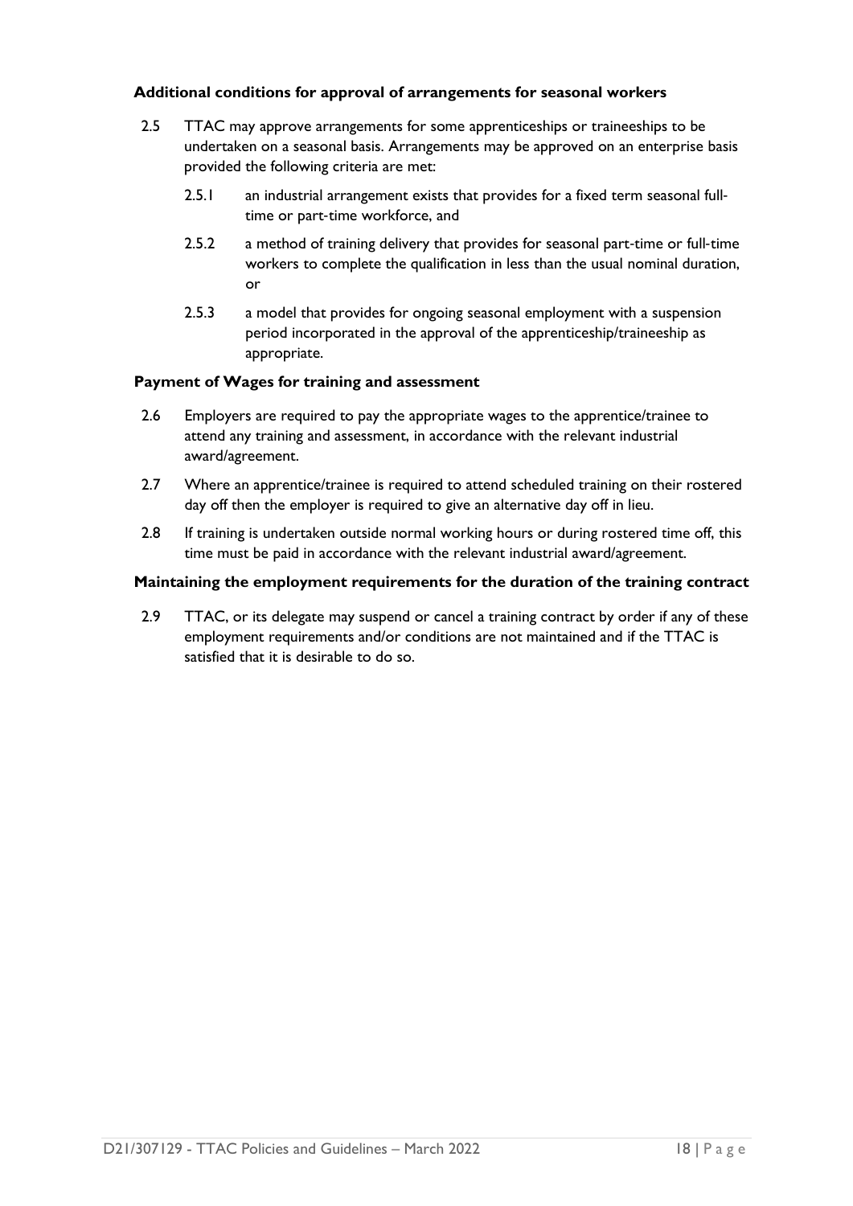### Additional conditions for approval of arrangements for seasonal workers

2.5 TTAC may approve arrangements for some apprenticeships or traineeships to be undertaken on a seasonal basis. Arrangements may be approved on an enterprise basis provided the following criteria are met:

- 2.5.1 an industrial arrangement exists that provides for a fixed term seasonal full-time or part-time workforce, and
- 2.5.2 a method of training delivery that provides for seasonal part-time or full-time workers to complete the qualification in less than the usual nominal duration, or
- 2.5.3 a model that provides for ongoing seasonal employment with a suspension period incorporated in the approval of the apprenticeship/traineeship as appropriate.

### Payment of Wages for training and assessment

2.6 Employers are required to pay the appropriate wages to the apprentice/trainee to attend any training and assessment, in accordance with the relevant industrial award/agreement.

2.7 Where an apprentice/trainee is required to attend scheduled training on their rostered day off then the employer is required to give an alternative day off in lieu.

2.8 If training is undertaken outside normal working hours or during rostered time off, this time must be paid in accordance with the relevant industrial award/agreement.

### Maintaining the employment requirements for the duration of the training contract

2.9 TTAC, or its delegate may suspend or cancel a training contract by order if any of these employment requirements and/or conditions are not maintained and if the TTAC is satisfied that it is desirable to do so.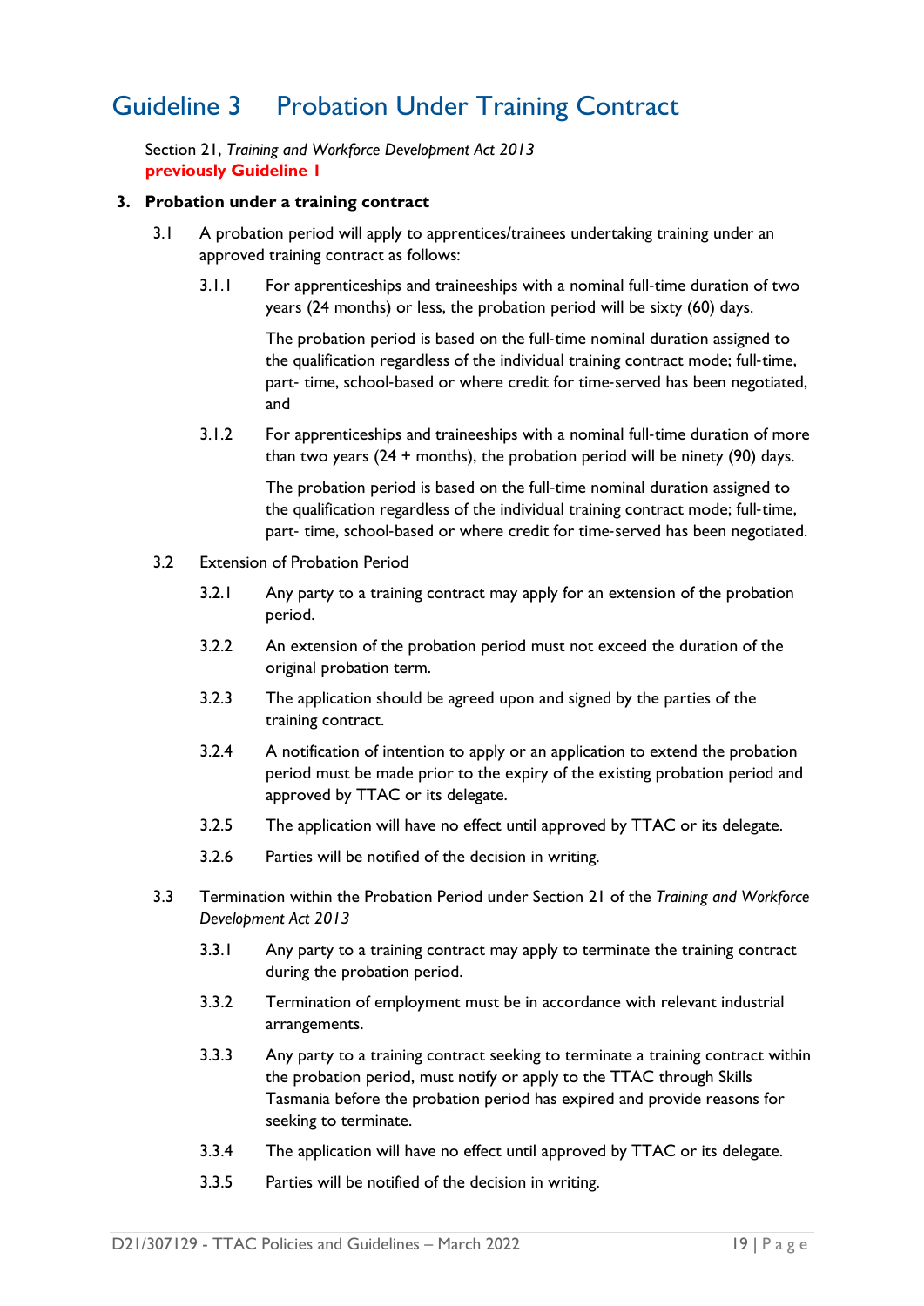# Guideline 3 Probation Under Training Contract

Section 21, *Training and Workforce Development Act 2013*
**previously Guideline 1**

## 3. Probation under a training contract

3.1 A probation period will apply to apprentices/trainees undertaking training under an approved training contract as follows:

3.1.1 For apprenticeships and traineeships with a nominal full-time duration of two years (24 months) or less, the probation period will be sixty (60) days.

The probation period is based on the full-time nominal duration assigned to the qualification regardless of the individual training contract mode; full-time, part- time, school-based or where credit for time-served has been negotiated, and

3.1.2 For apprenticeships and traineeships with a nominal full-time duration of more than two years (24 + months), the probation period will be ninety (90) days.

The probation period is based on the full-time nominal duration assigned to the qualification regardless of the individual training contract mode; full-time, part- time, school-based or where credit for time-served has been negotiated.

3.2 Extension of Probation Period

3.2.1 Any party to a training contract may apply for an extension of the probation period.

3.2.2 An extension of the probation period must not exceed the duration of the original probation term.

3.2.3 The application should be agreed upon and signed by the parties of the training contract.

3.2.4 A notification of intention to apply or an application to extend the probation period must be made prior to the expiry of the existing probation period and approved by TTAC or its delegate.

3.2.5 The application will have no effect until approved by TTAC or its delegate.

3.2.6 Parties will be notified of the decision in writing.

3.3 Termination within the Probation Period under Section 21 of the *Training and Workforce Development Act 2013*

3.3.1 Any party to a training contract may apply to terminate the training contract during the probation period.

3.3.2 Termination of employment must be in accordance with relevant industrial arrangements.

3.3.3 Any party to a training contract seeking to terminate a training contract within the probation period, must notify or apply to the TTAC through Skills Tasmania before the probation period has expired and provide reasons for seeking to terminate.

3.3.4 The application will have no effect until approved by TTAC or its delegate.

3.3.5 Parties will be notified of the decision in writing.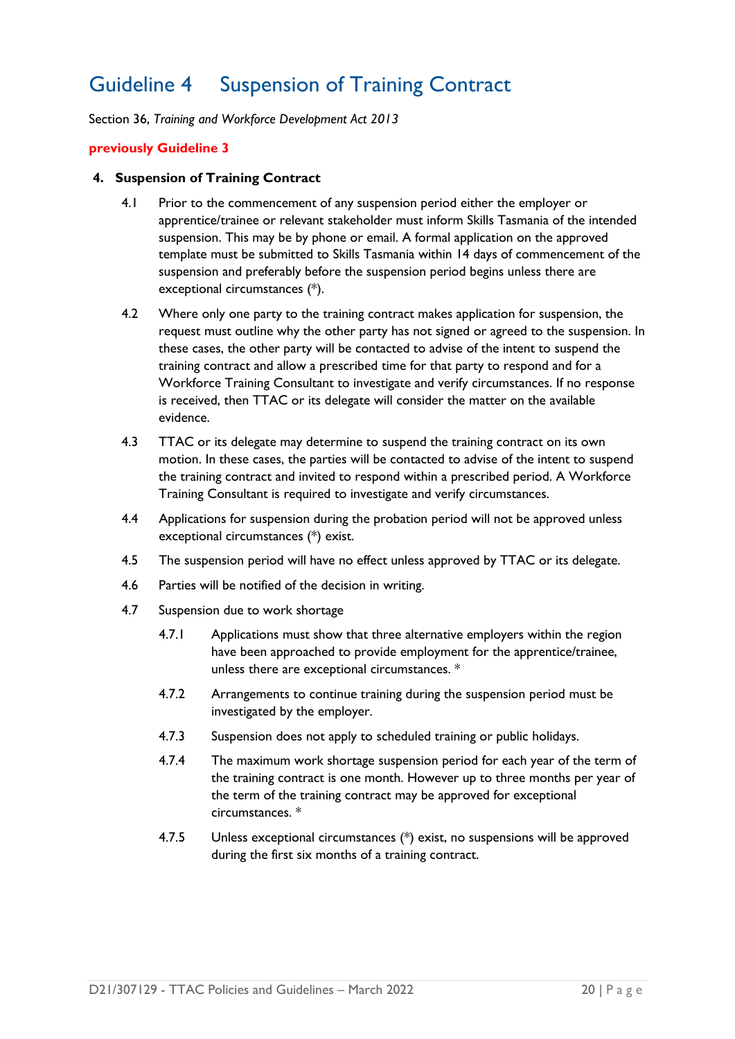# Guideline 4 Suspension of Training Contract

Section 36, *Training and Workforce Development Act 2013*

**previously Guideline 3**

**4. Suspension of Training Contract**

4.1 Prior to the commencement of any suspension period either the employer or apprentice/trainee or relevant stakeholder must inform Skills Tasmania of the intended suspension. This may be by phone or email. A formal application on the approved template must be submitted to Skills Tasmania within 14 days of commencement of the suspension and preferably before the suspension period begins unless there are exceptional circumstances (*).

4.2 Where only one party to the training contract makes application for suspension, the request must outline why the other party has not signed or agreed to the suspension. In these cases, the other party will be contacted to advise of the intent to suspend the training contract and allow a prescribed time for that party to respond and for a Workforce Training Consultant to investigate and verify circumstances. If no response is received, then TTAC or its delegate will consider the matter on the available evidence.

4.3 TTAC or its delegate may determine to suspend the training contract on its own motion. In these cases, the parties will be contacted to advise of the intent to suspend the training contract and invited to respond within a prescribed period. A Workforce Training Consultant is required to investigate and verify circumstances.

4.4 Applications for suspension during the probation period will not be approved unless exceptional circumstances (*) exist.

4.5 The suspension period will have no effect unless approved by TTAC or its delegate.

4.6 Parties will be notified of the decision in writing.

4.7 Suspension due to work shortage

4.7.1 Applications must show that three alternative employers within the region have been approached to provide employment for the apprentice/trainee, unless there are exceptional circumstances. *

4.7.2 Arrangements to continue training during the suspension period must be investigated by the employer.

4.7.3 Suspension does not apply to scheduled training or public holidays.

4.7.4 The maximum work shortage suspension period for each year of the term of the training contract is one month. However up to three months per year of the term of the training contract may be approved for exceptional circumstances. *

4.7.5 Unless exceptional circumstances (*) exist, no suspensions will be approved during the first six months of a training contract.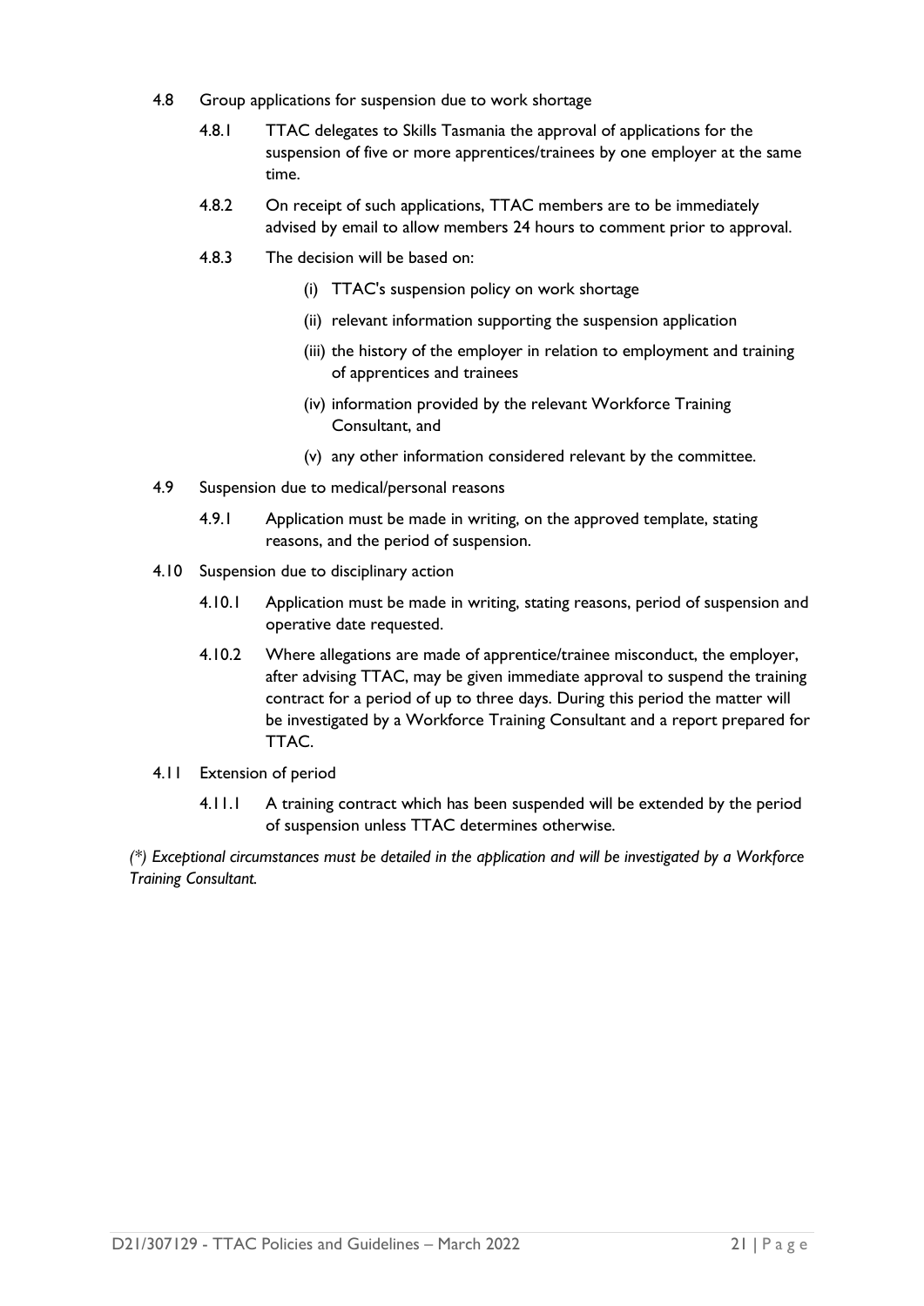4.8 Group applications for suspension due to work shortage

4.8.1 TTAC delegates to Skills Tasmania the approval of applications for the suspension of five or more apprentices/trainees by one employer at the same time.

4.8.2 On receipt of such applications, TTAC members are to be immediately advised by email to allow members 24 hours to comment prior to approval.

4.8.3 The decision will be based on:

(i) TTAC's suspension policy on work shortage

(ii) relevant information supporting the suspension application

(iii) the history of the employer in relation to employment and training of apprentices and trainees

(iv) information provided by the relevant Workforce Training Consultant, and

(v) any other information considered relevant by the committee.

4.9 Suspension due to medical/personal reasons

4.9.1 Application must be made in writing, on the approved template, stating reasons, and the period of suspension.

4.10 Suspension due to disciplinary action

4.10.1 Application must be made in writing, stating reasons, period of suspension and operative date requested.

4.10.2 Where allegations are made of apprentice/trainee misconduct, the employer, after advising TTAC, may be given immediate approval to suspend the training contract for a period of up to three days. During this period the matter will be investigated by a Workforce Training Consultant and a report prepared for TTAC.

4.11 Extension of period

4.11.1 A training contract which has been suspended will be extended by the period of suspension unless TTAC determines otherwise.

*(\*) Exceptional circumstances must be detailed in the application and will be investigated by a Workforce Training Consultant.*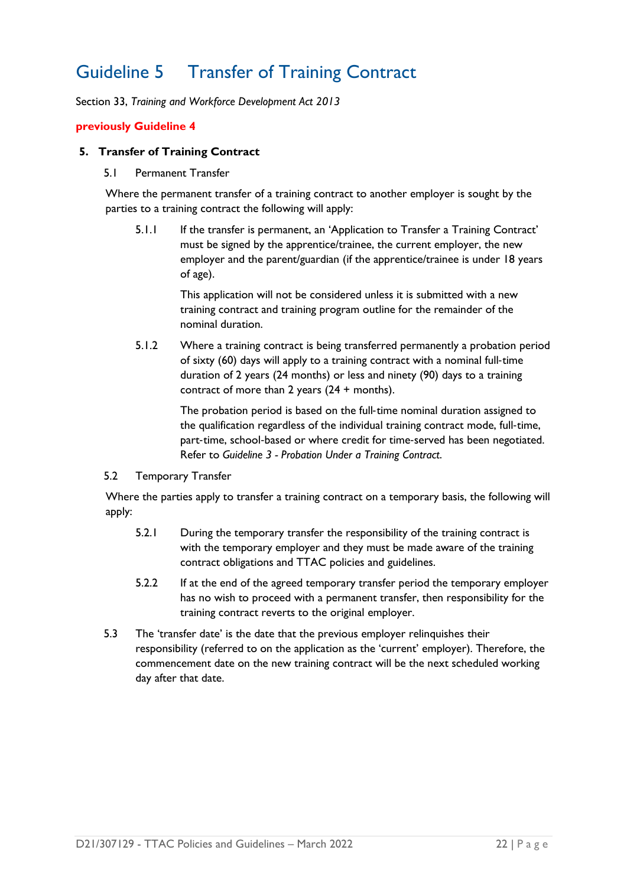# Guideline 5 Transfer of Training Contract

Section 33, *Training and Workforce Development Act 2013*

**previously Guideline 4**

## 5. Transfer of Training Contract

### 5.1 Permanent Transfer

Where the permanent transfer of a training contract to another employer is sought by the parties to a training contract the following will apply:

5.1.1 If the transfer is permanent, an 'Application to Transfer a Training Contract' must be signed by the apprentice/trainee, the current employer, the new employer and the parent/guardian (if the apprentice/trainee is under 18 years of age).

This application will not be considered unless it is submitted with a new training contract and training program outline for the remainder of the nominal duration.

5.1.2 Where a training contract is being transferred permanently a probation period of sixty (60) days will apply to a training contract with a nominal full-time duration of 2 years (24 months) or less and ninety (90) days to a training contract of more than 2 years (24 + months).

The probation period is based on the full-time nominal duration assigned to the qualification regardless of the individual training contract mode, full-time, part-time, school-based or where credit for time-served has been negotiated. Refer to *Guideline 3 - Probation Under a Training Contract.*

### 5.2 Temporary Transfer

Where the parties apply to transfer a training contract on a temporary basis, the following will apply:

5.2.1 During the temporary transfer the responsibility of the training contract is with the temporary employer and they must be made aware of the training contract obligations and TTAC policies and guidelines.

5.2.2 If at the end of the agreed temporary transfer period the temporary employer has no wish to proceed with a permanent transfer, then responsibility for the training contract reverts to the original employer.

5.3 The 'transfer date' is the date that the previous employer relinquishes their responsibility (referred to on the application as the 'current' employer). Therefore, the commencement date on the new training contract will be the next scheduled working day after that date.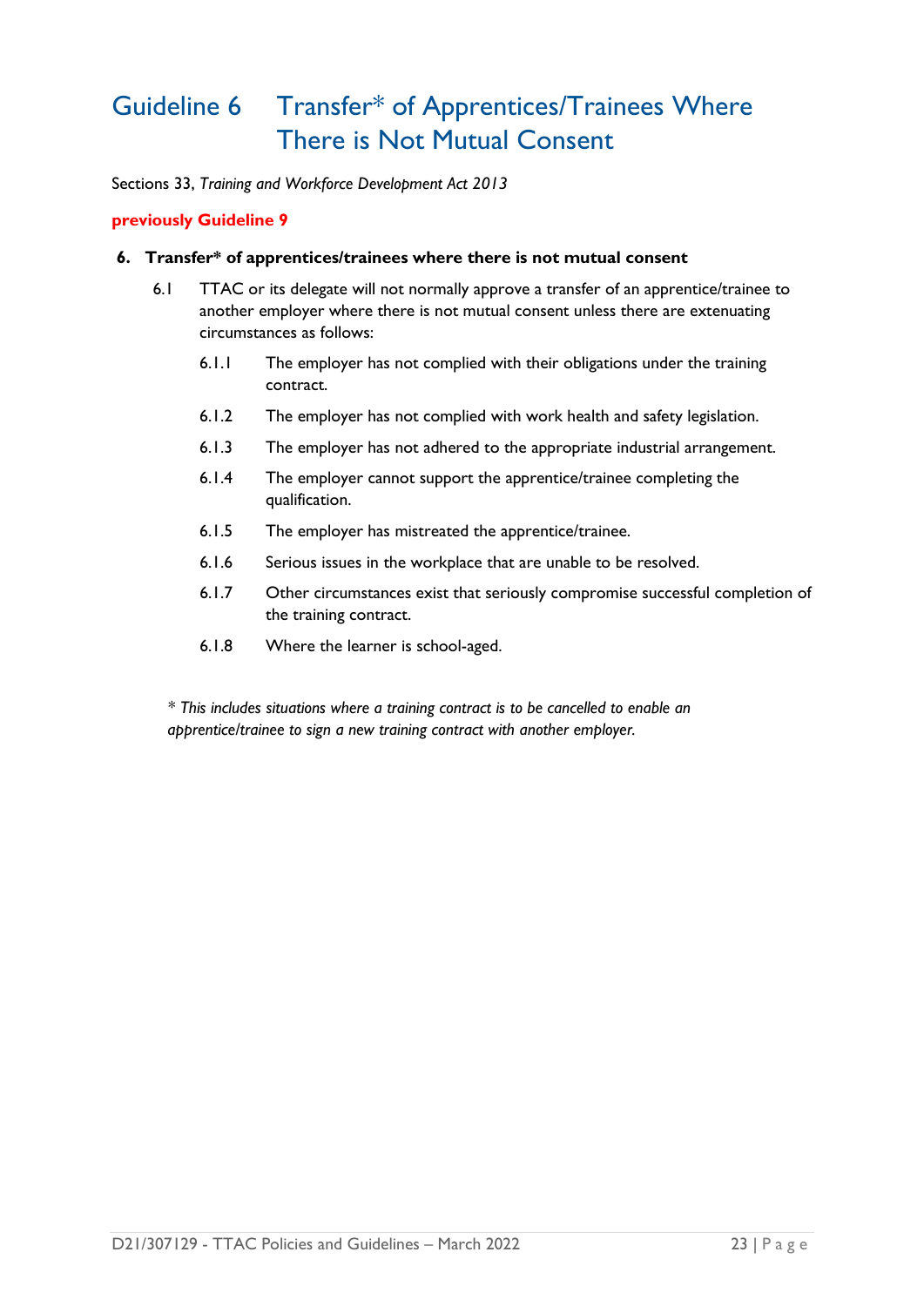# Guideline 6 Transfer* of Apprentices/Trainees Where There is Not Mutual Consent

Sections 33, *Training and Workforce Development Act 2013*

**previously Guideline 9**

**6. Transfer* of apprentices/trainees where there is not mutual consent**

6.1 TTAC or its delegate will not normally approve a transfer of an apprentice/trainee to another employer where there is not mutual consent unless there are extenuating circumstances as follows:

- 6.1.1 The employer has not complied with their obligations under the training contract.
- 6.1.2 The employer has not complied with work health and safety legislation.
- 6.1.3 The employer has not adhered to the appropriate industrial arrangement.
- 6.1.4 The employer cannot support the apprentice/trainee completing the qualification.
- 6.1.5 The employer has mistreated the apprentice/trainee.
- 6.1.6 Serious issues in the workplace that are unable to be resolved.
- 6.1.7 Other circumstances exist that seriously compromise successful completion of the training contract.
- 6.1.8 Where the learner is school-aged.

*\* This includes situations where a training contract is to be cancelled to enable an apprentice/trainee to sign a new training contract with another employer.*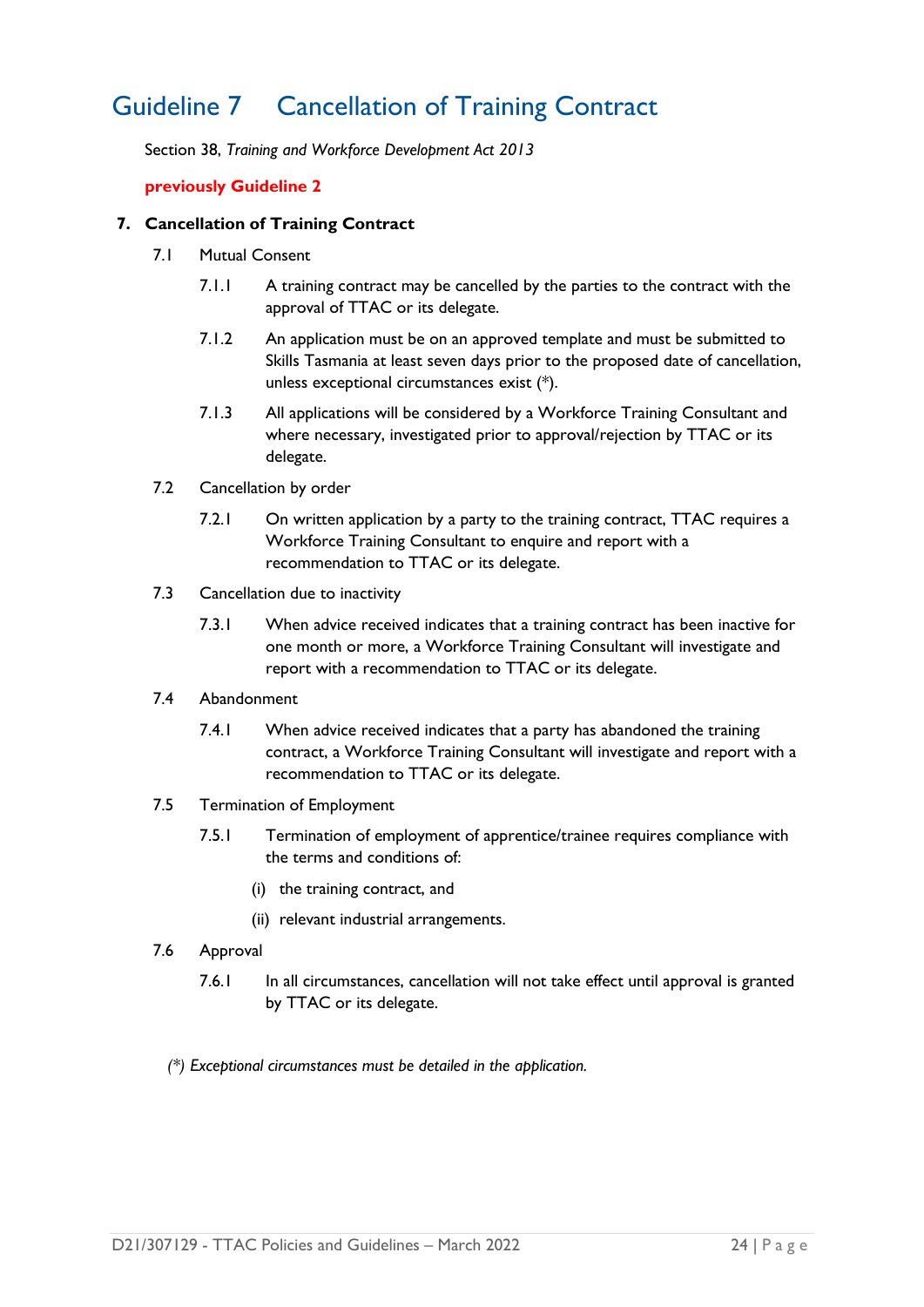# Guideline 7 Cancellation of Training Contract

Section 38, *Training and Workforce Development Act 2013*

**previously Guideline 2**

## 7. Cancellation of Training Contract

7.1 Mutual Consent

7.1.1 A training contract may be cancelled by the parties to the contract with the approval of TTAC or its delegate.

7.1.2 An application must be on an approved template and must be submitted to Skills Tasmania at least seven days prior to the proposed date of cancellation, unless exceptional circumstances exist (*).

7.1.3 All applications will be considered by a Workforce Training Consultant and where necessary, investigated prior to approval/rejection by TTAC or its delegate.

7.2 Cancellation by order

7.2.1 On written application by a party to the training contract, TTAC requires a Workforce Training Consultant to enquire and report with a recommendation to TTAC or its delegate.

7.3 Cancellation due to inactivity

7.3.1 When advice received indicates that a training contract has been inactive for one month or more, a Workforce Training Consultant will investigate and report with a recommendation to TTAC or its delegate.

7.4 Abandonment

7.4.1 When advice received indicates that a party has abandoned the training contract, a Workforce Training Consultant will investigate and report with a recommendation to TTAC or its delegate.

7.5 Termination of Employment

7.5.1 Termination of employment of apprentice/trainee requires compliance with the terms and conditions of:

(i) the training contract, and

(ii) relevant industrial arrangements.

7.6 Approval

7.6.1 In all circumstances, cancellation will not take effect until approval is granted by TTAC or its delegate.

*(*) Exceptional circumstances must be detailed in the application.*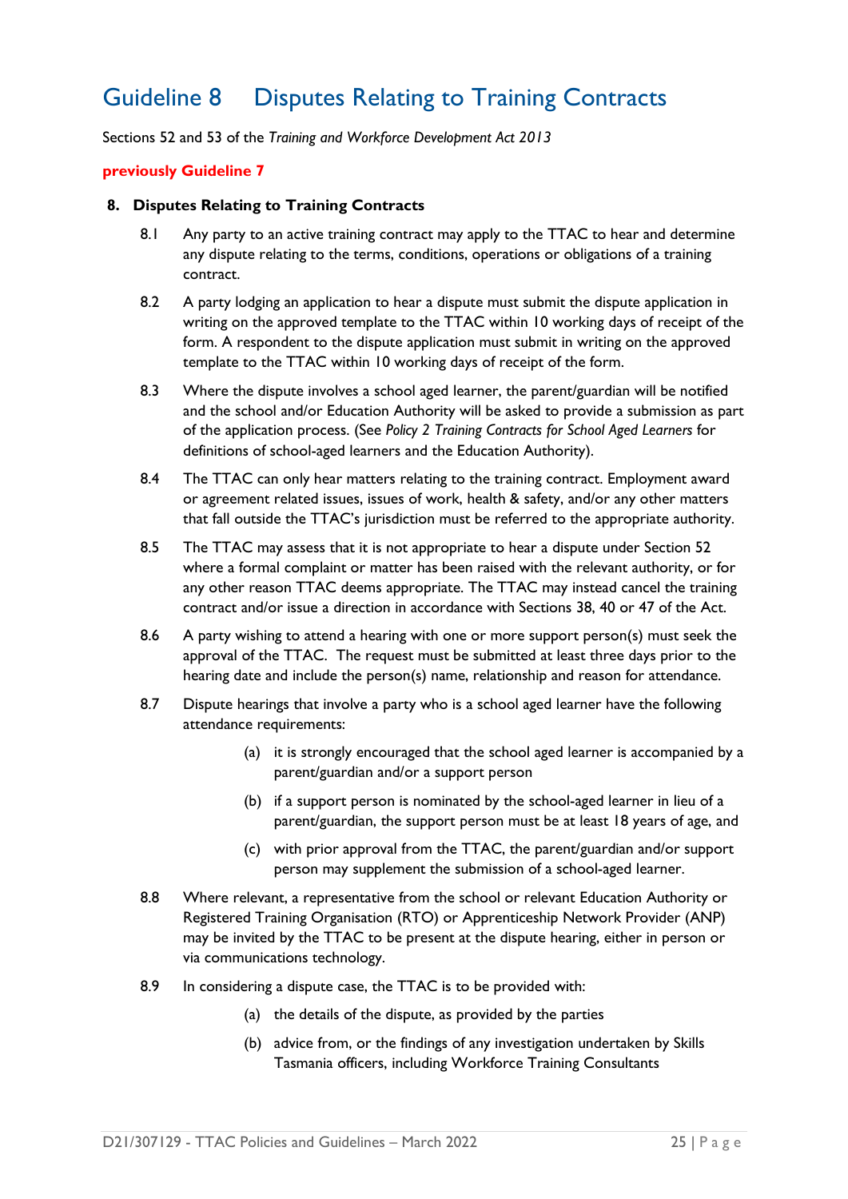# Guideline 8 Disputes Relating to Training Contracts

Sections 52 and 53 of the *Training and Workforce Development Act 2013*

**previously Guideline 7**

## 8. Disputes Relating to Training Contracts

8.1 Any party to an active training contract may apply to the TTAC to hear and determine any dispute relating to the terms, conditions, operations or obligations of a training contract.

8.2 A party lodging an application to hear a dispute must submit the dispute application in writing on the approved template to the TTAC within 10 working days of receipt of the form. A respondent to the dispute application must submit in writing on the approved template to the TTAC within 10 working days of receipt of the form.

8.3 Where the dispute involves a school aged learner, the parent/guardian will be notified and the school and/or Education Authority will be asked to provide a submission as part of the application process. (See *Policy 2 Training Contracts for School Aged Learners* for definitions of school-aged learners and the Education Authority).

8.4 The TTAC can only hear matters relating to the training contract. Employment award or agreement related issues, issues of work, health & safety, and/or any other matters that fall outside the TTAC's jurisdiction must be referred to the appropriate authority.

8.5 The TTAC may assess that it is not appropriate to hear a dispute under Section 52 where a formal complaint or matter has been raised with the relevant authority, or for any other reason TTAC deems appropriate. The TTAC may instead cancel the training contract and/or issue a direction in accordance with Sections 38, 40 or 47 of the Act.

8.6 A party wishing to attend a hearing with one or more support person(s) must seek the approval of the TTAC. The request must be submitted at least three days prior to the hearing date and include the person(s) name, relationship and reason for attendance.

8.7 Dispute hearings that involve a party who is a school aged learner have the following attendance requirements:

(a) it is strongly encouraged that the school aged learner is accompanied by a parent/guardian and/or a support person

(b) if a support person is nominated by the school-aged learner in lieu of a parent/guardian, the support person must be at least 18 years of age, and

(c) with prior approval from the TTAC, the parent/guardian and/or support person may supplement the submission of a school-aged learner.

8.8 Where relevant, a representative from the school or relevant Education Authority or Registered Training Organisation (RTO) or Apprenticeship Network Provider (ANP) may be invited by the TTAC to be present at the dispute hearing, either in person or via communications technology.

8.9 In considering a dispute case, the TTAC is to be provided with:

(a) the details of the dispute, as provided by the parties

(b) advice from, or the findings of any investigation undertaken by Skills Tasmania officers, including Workforce Training Consultants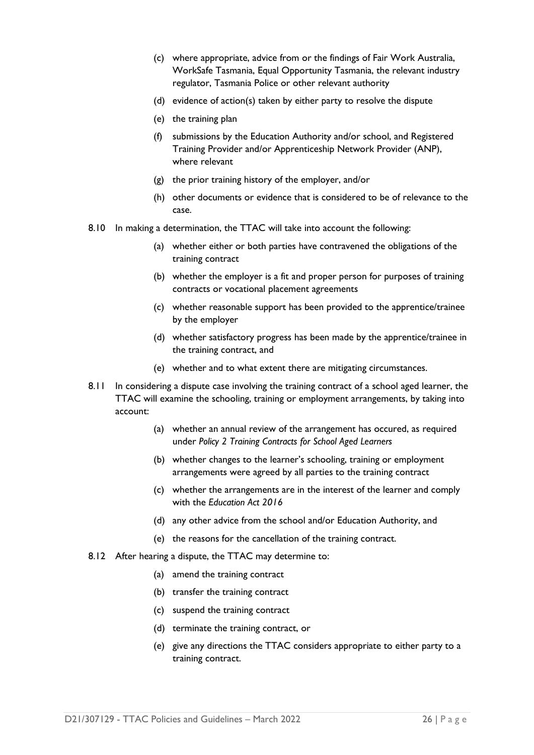(c) where appropriate, advice from or the findings of Fair Work Australia, WorkSafe Tasmania, Equal Opportunity Tasmania, the relevant industry regulator, Tasmania Police or other relevant authority

(d) evidence of action(s) taken by either party to resolve the dispute

(e) the training plan

(f) submissions by the Education Authority and/or school, and Registered Training Provider and/or Apprenticeship Network Provider (ANP), where relevant

(g) the prior training history of the employer, and/or

(h) other documents or evidence that is considered to be of relevance to the case.

8.10 In making a determination, the TTAC will take into account the following:

(a) whether either or both parties have contravened the obligations of the training contract

(b) whether the employer is a fit and proper person for purposes of training contracts or vocational placement agreements

(c) whether reasonable support has been provided to the apprentice/trainee by the employer

(d) whether satisfactory progress has been made by the apprentice/trainee in the training contract, and

(e) whether and to what extent there are mitigating circumstances.

8.11 In considering a dispute case involving the training contract of a school aged learner, the TTAC will examine the schooling, training or employment arrangements, by taking into account:

(a) whether an annual review of the arrangement has occured, as required under *Policy 2 Training Contracts for School Aged Learners*

(b) whether changes to the learner's schooling, training or employment arrangements were agreed by all parties to the training contract

(c) whether the arrangements are in the interest of the learner and comply with the *Education Act 2016*

(d) any other advice from the school and/or Education Authority, and

(e) the reasons for the cancellation of the training contract.

8.12 After hearing a dispute, the TTAC may determine to:

(a) amend the training contract

(b) transfer the training contract

(c) suspend the training contract

(d) terminate the training contract, or

(e) give any directions the TTAC considers appropriate to either party to a training contract.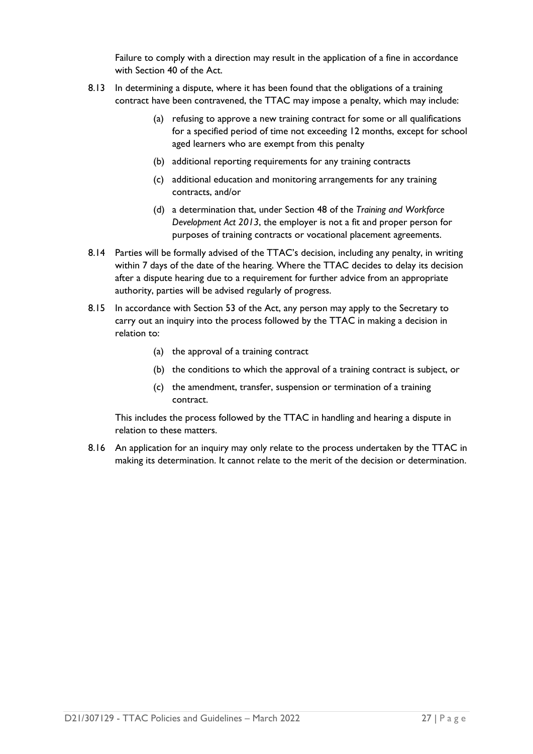Failure to comply with a direction may result in the application of a fine in accordance with Section 40 of the Act.

8.13 In determining a dispute, where it has been found that the obligations of a training contract have been contravened, the TTAC may impose a penalty, which may include:

   (a) refusing to approve a new training contract for some or all qualifications for a specified period of time not exceeding 12 months, except for school aged learners who are exempt from this penalty

   (b) additional reporting requirements for any training contracts

   (c) additional education and monitoring arrangements for any training contracts, and/or

   (d) a determination that, under Section 48 of the *Training and Workforce Development Act 2013*, the employer is not a fit and proper person for purposes of training contracts or vocational placement agreements.

8.14 Parties will be formally advised of the TTAC's decision, including any penalty, in writing within 7 days of the date of the hearing. Where the TTAC decides to delay its decision after a dispute hearing due to a requirement for further advice from an appropriate authority, parties will be advised regularly of progress.

8.15 In accordance with Section 53 of the Act, any person may apply to the Secretary to carry out an inquiry into the process followed by the TTAC in making a decision in relation to:

   (a) the approval of a training contract

   (b) the conditions to which the approval of a training contract is subject, or

   (c) the amendment, transfer, suspension or termination of a training contract.

   This includes the process followed by the TTAC in handling and hearing a dispute in relation to these matters.

8.16 An application for an inquiry may only relate to the process undertaken by the TTAC in making its determination. It cannot relate to the merit of the decision or determination.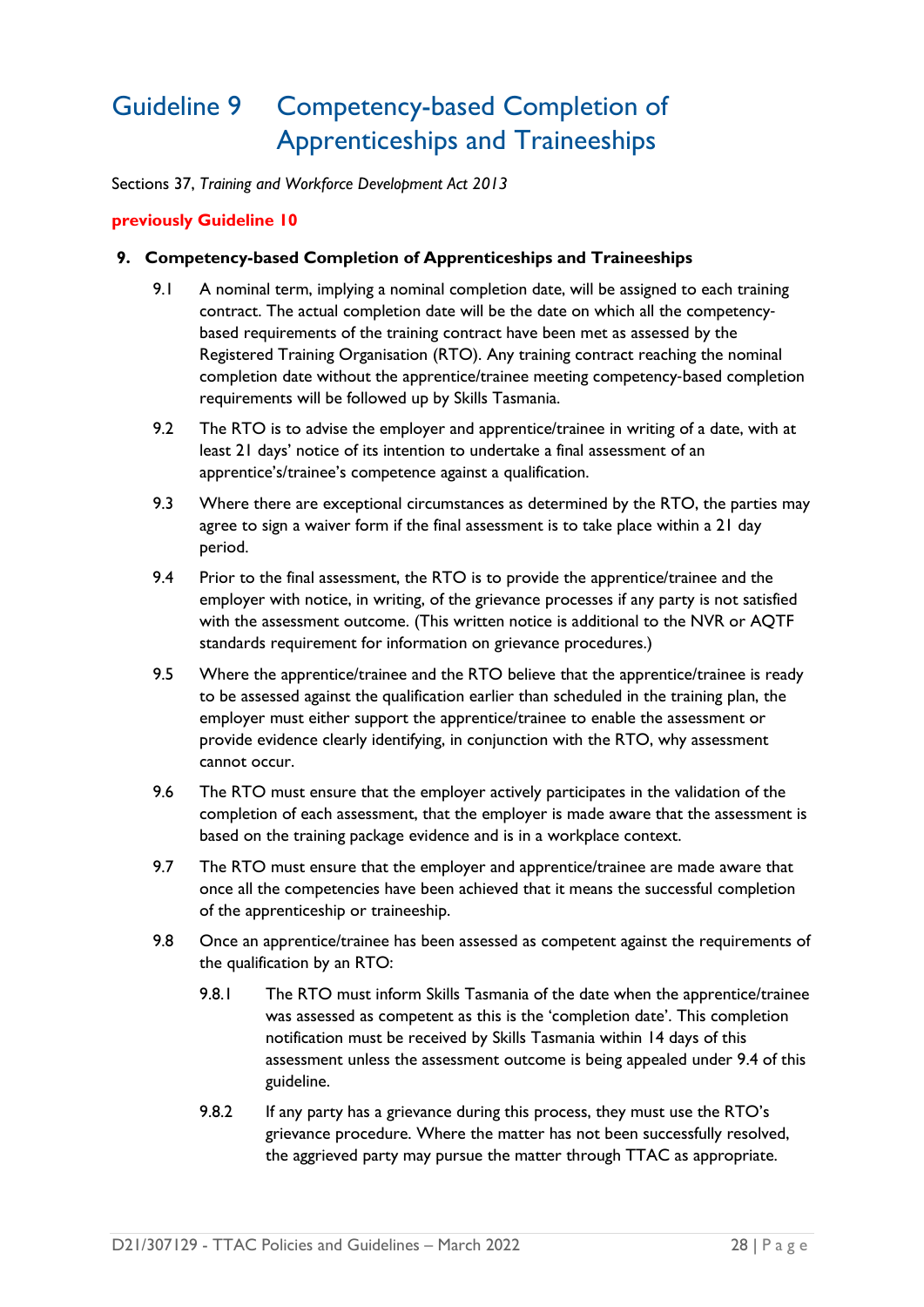# Guideline 9 Competency-based Completion of Apprenticeships and Traineeships

Sections 37, *Training and Workforce Development Act 2013*

**previously Guideline 10**

**9. Competency-based Completion of Apprenticeships and Traineeships**

9.1 A nominal term, implying a nominal completion date, will be assigned to each training contract. The actual completion date will be the date on which all the competency-based requirements of the training contract have been met as assessed by the Registered Training Organisation (RTO). Any training contract reaching the nominal completion date without the apprentice/trainee meeting competency-based completion requirements will be followed up by Skills Tasmania.

9.2 The RTO is to advise the employer and apprentice/trainee in writing of a date, with at least 21 days' notice of its intention to undertake a final assessment of an apprentice's/trainee's competence against a qualification.

9.3 Where there are exceptional circumstances as determined by the RTO, the parties may agree to sign a waiver form if the final assessment is to take place within a 21 day period.

9.4 Prior to the final assessment, the RTO is to provide the apprentice/trainee and the employer with notice, in writing, of the grievance processes if any party is not satisfied with the assessment outcome. (This written notice is additional to the NVR or AQTF standards requirement for information on grievance procedures.)

9.5 Where the apprentice/trainee and the RTO believe that the apprentice/trainee is ready to be assessed against the qualification earlier than scheduled in the training plan, the employer must either support the apprentice/trainee to enable the assessment or provide evidence clearly identifying, in conjunction with the RTO, why assessment cannot occur.

9.6 The RTO must ensure that the employer actively participates in the validation of the completion of each assessment, that the employer is made aware that the assessment is based on the training package evidence and is in a workplace context.

9.7 The RTO must ensure that the employer and apprentice/trainee are made aware that once all the competencies have been achieved that it means the successful completion of the apprenticeship or traineeship.

9.8 Once an apprentice/trainee has been assessed as competent against the requirements of the qualification by an RTO:

9.8.1 The RTO must inform Skills Tasmania of the date when the apprentice/trainee was assessed as competent as this is the 'completion date'. This completion notification must be received by Skills Tasmania within 14 days of this assessment unless the assessment outcome is being appealed under 9.4 of this guideline.

9.8.2 If any party has a grievance during this process, they must use the RTO's grievance procedure. Where the matter has not been successfully resolved, the aggrieved party may pursue the matter through TTAC as appropriate.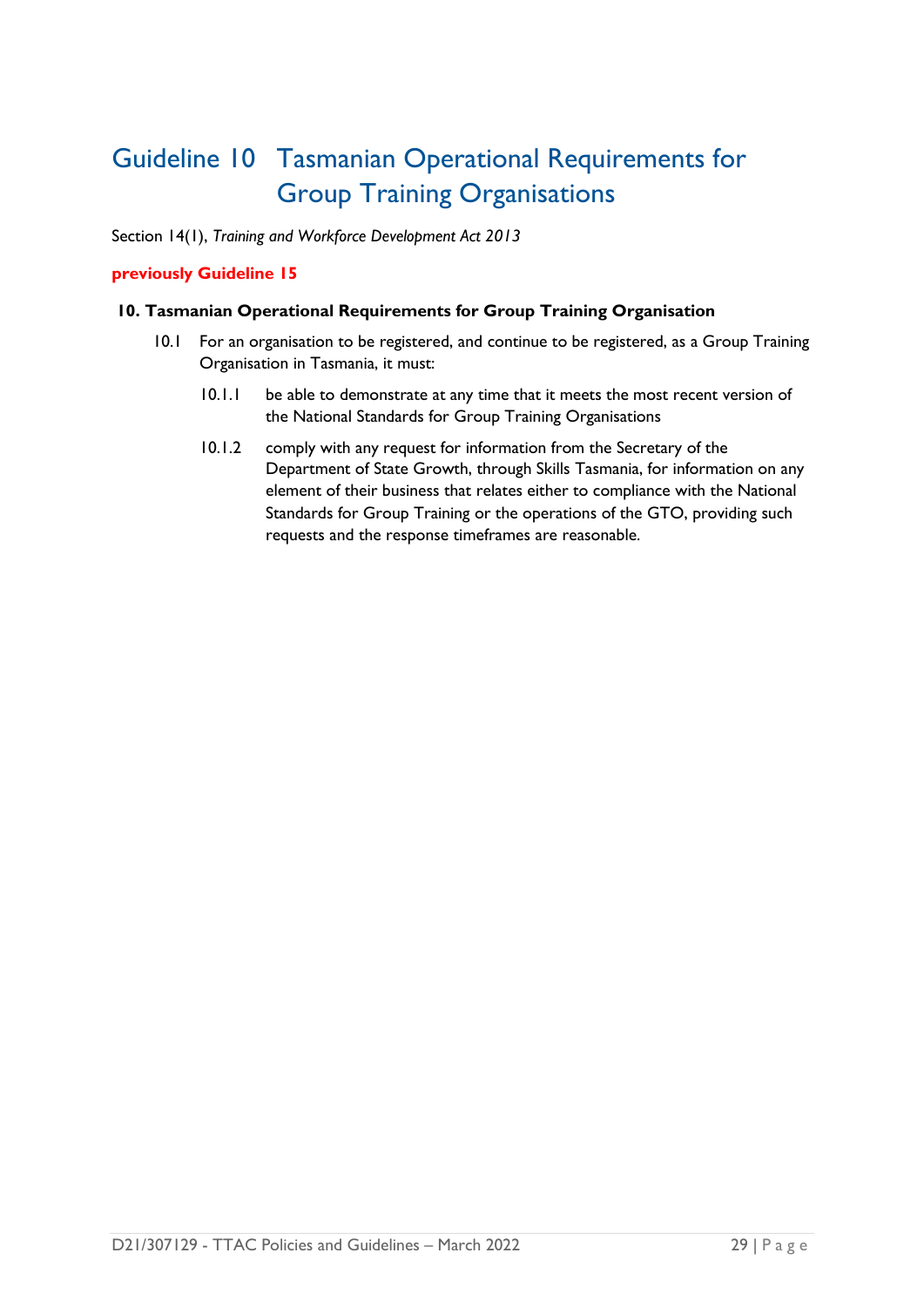# Guideline 10 Tasmanian Operational Requirements for Group Training Organisations

Section 14(1), *Training and Workforce Development Act 2013*

**previously Guideline 15**

**10. Tasmanian Operational Requirements for Group Training Organisation**

10.1 For an organisation to be registered, and continue to be registered, as a Group Training Organisation in Tasmania, it must:

- 10.1.1 be able to demonstrate at any time that it meets the most recent version of the National Standards for Group Training Organisations
- 10.1.2 comply with any request for information from the Secretary of the Department of State Growth, through Skills Tasmania, for information on any element of their business that relates either to compliance with the National Standards for Group Training or the operations of the GTO, providing such requests and the response timeframes are reasonable.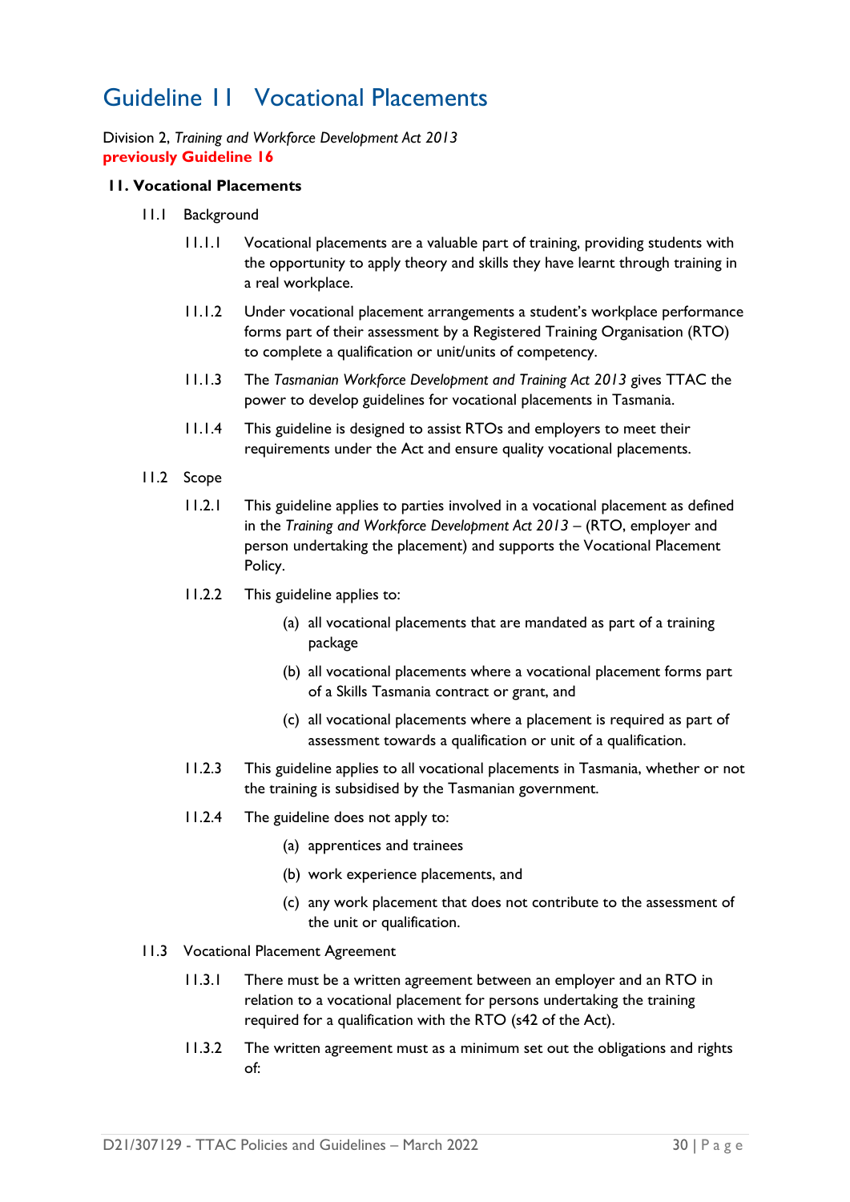# Guideline 11 Vocational Placements

Division 2, *Training and Workforce Development Act 2013*
**previously Guideline 16**

**11. Vocational Placements**

11.1 Background

11.1.1 Vocational placements are a valuable part of training, providing students with the opportunity to apply theory and skills they have learnt through training in a real workplace.

11.1.2 Under vocational placement arrangements a student's workplace performance forms part of their assessment by a Registered Training Organisation (RTO) to complete a qualification or unit/units of competency.

11.1.3 The *Tasmanian Workforce Development and Training Act 2013* gives TTAC the power to develop guidelines for vocational placements in Tasmania.

11.1.4 This guideline is designed to assist RTOs and employers to meet their requirements under the Act and ensure quality vocational placements.

11.2 Scope

11.2.1 This guideline applies to parties involved in a vocational placement as defined in the *Training and Workforce Development Act 2013* – (RTO, employer and person undertaking the placement) and supports the Vocational Placement Policy.

11.2.2 This guideline applies to:

(a) all vocational placements that are mandated as part of a training package

(b) all vocational placements where a vocational placement forms part of a Skills Tasmania contract or grant, and

(c) all vocational placements where a placement is required as part of assessment towards a qualification or unit of a qualification.

11.2.3 This guideline applies to all vocational placements in Tasmania, whether or not the training is subsidised by the Tasmanian government.

11.2.4 The guideline does not apply to:

(a) apprentices and trainees

(b) work experience placements, and

(c) any work placement that does not contribute to the assessment of the unit or qualification.

11.3 Vocational Placement Agreement

11.3.1 There must be a written agreement between an employer and an RTO in relation to a vocational placement for persons undertaking the training required for a qualification with the RTO (s42 of the Act).

11.3.2 The written agreement must as a minimum set out the obligations and rights of: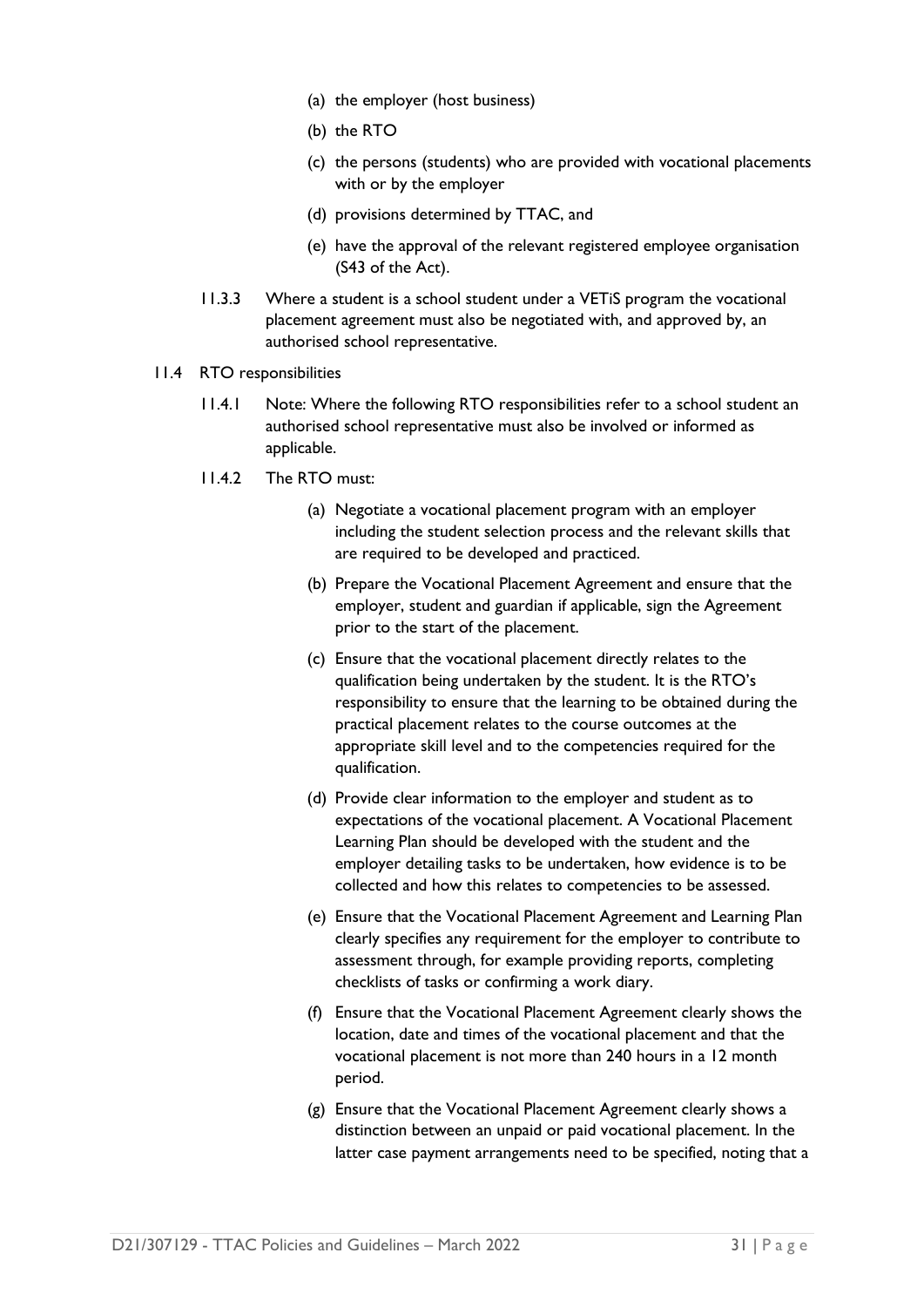(a) the employer (host business)

(b) the RTO

(c) the persons (students) who are provided with vocational placements with or by the employer

(d) provisions determined by TTAC, and

(e) have the approval of the relevant registered employee organisation (S43 of the Act).

11.3.3 Where a student is a school student under a VETiS program the vocational placement agreement must also be negotiated with, and approved by, an authorised school representative.

11.4 RTO responsibilities

11.4.1 Note: Where the following RTO responsibilities refer to a school student an authorised school representative must also be involved or informed as applicable.

11.4.2 The RTO must:

(a) Negotiate a vocational placement program with an employer including the student selection process and the relevant skills that are required to be developed and practiced.

(b) Prepare the Vocational Placement Agreement and ensure that the employer, student and guardian if applicable, sign the Agreement prior to the start of the placement.

(c) Ensure that the vocational placement directly relates to the qualification being undertaken by the student. It is the RTO's responsibility to ensure that the learning to be obtained during the practical placement relates to the course outcomes at the appropriate skill level and to the competencies required for the qualification.

(d) Provide clear information to the employer and student as to expectations of the vocational placement. A Vocational Placement Learning Plan should be developed with the student and the employer detailing tasks to be undertaken, how evidence is to be collected and how this relates to competencies to be assessed.

(e) Ensure that the Vocational Placement Agreement and Learning Plan clearly specifies any requirement for the employer to contribute to assessment through, for example providing reports, completing checklists of tasks or confirming a work diary.

(f) Ensure that the Vocational Placement Agreement clearly shows the location, date and times of the vocational placement and that the vocational placement is not more than 240 hours in a 12 month period.

(g) Ensure that the Vocational Placement Agreement clearly shows a distinction between an unpaid or paid vocational placement. In the latter case payment arrangements need to be specified, noting that a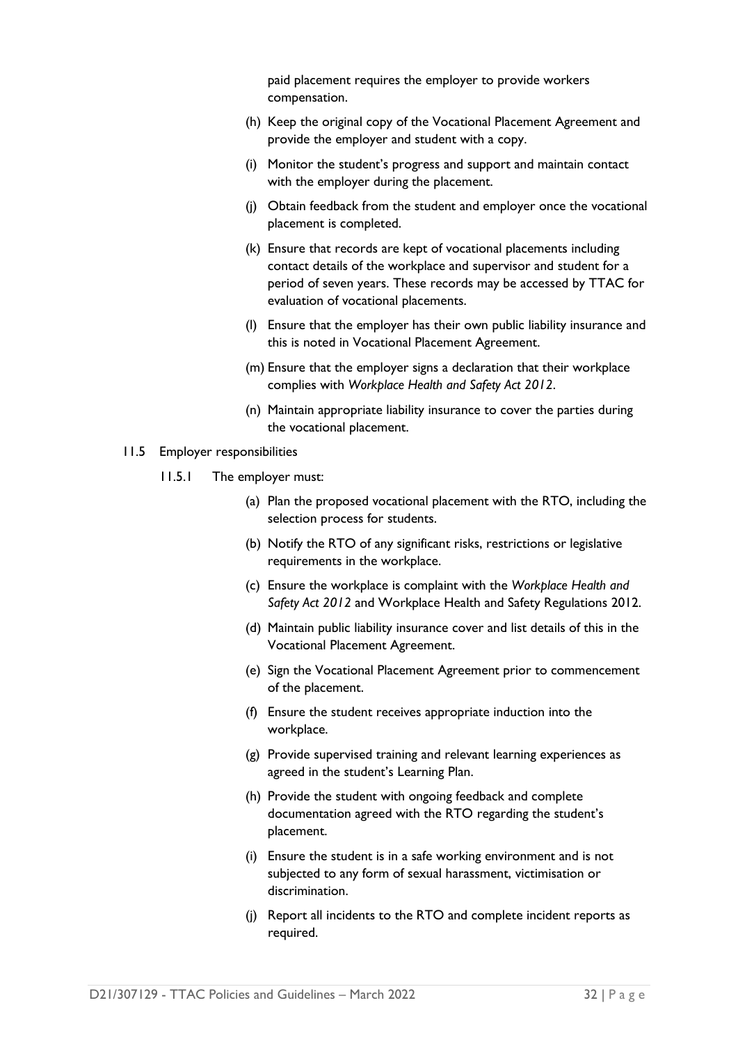paid placement requires the employer to provide workers compensation.

(h) Keep the original copy of the Vocational Placement Agreement and provide the employer and student with a copy.

(i) Monitor the student's progress and support and maintain contact with the employer during the placement.

(j) Obtain feedback from the student and employer once the vocational placement is completed.

(k) Ensure that records are kept of vocational placements including contact details of the workplace and supervisor and student for a period of seven years. These records may be accessed by TTAC for evaluation of vocational placements.

(l) Ensure that the employer has their own public liability insurance and this is noted in Vocational Placement Agreement.

(m) Ensure that the employer signs a declaration that their workplace complies with *Workplace Health and Safety Act 2012*.

(n) Maintain appropriate liability insurance to cover the parties during the vocational placement.

11.5 Employer responsibilities

11.5.1 The employer must:

(a) Plan the proposed vocational placement with the RTO, including the selection process for students.

(b) Notify the RTO of any significant risks, restrictions or legislative requirements in the workplace.

(c) Ensure the workplace is complaint with the *Workplace Health and Safety Act 2012* and Workplace Health and Safety Regulations 2012.

(d) Maintain public liability insurance cover and list details of this in the Vocational Placement Agreement.

(e) Sign the Vocational Placement Agreement prior to commencement of the placement.

(f) Ensure the student receives appropriate induction into the workplace.

(g) Provide supervised training and relevant learning experiences as agreed in the student's Learning Plan.

(h) Provide the student with ongoing feedback and complete documentation agreed with the RTO regarding the student's placement.

(i) Ensure the student is in a safe working environment and is not subjected to any form of sexual harassment, victimisation or discrimination.

(j) Report all incidents to the RTO and complete incident reports as required.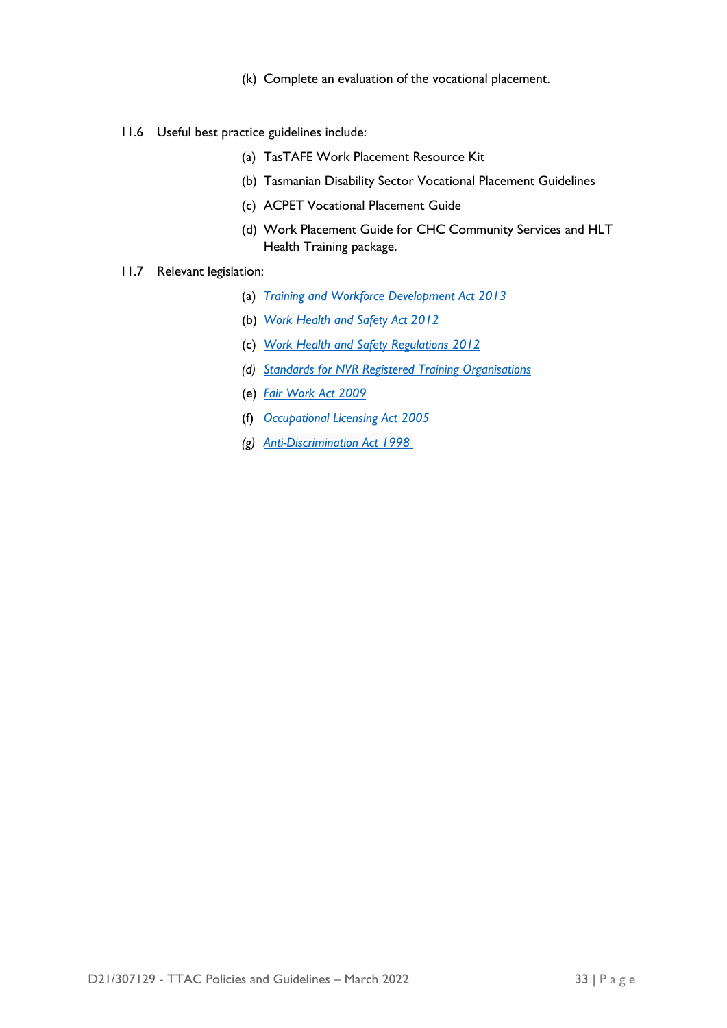(k) Complete an evaluation of the vocational placement.

11.6 Useful best practice guidelines include:

(a) TasTAFE Work Placement Resource Kit

(b) Tasmanian Disability Sector Vocational Placement Guidelines

(c) ACPET Vocational Placement Guide

(d) Work Placement Guide for CHC Community Services and HLT Health Training package.

11.7 Relevant legislation:

(a) *Training and Workforce Development Act 2013*

(b) *Work Health and Safety Act 2012*

(c) *Work Health and Safety Regulations 2012*

*(d)* *Standards for NVR Registered Training Organisations*

(e) *Fair Work Act 2009*

(f) *Occupational Licensing Act 2005*

*(g)* *Anti-Discrimination Act 1998*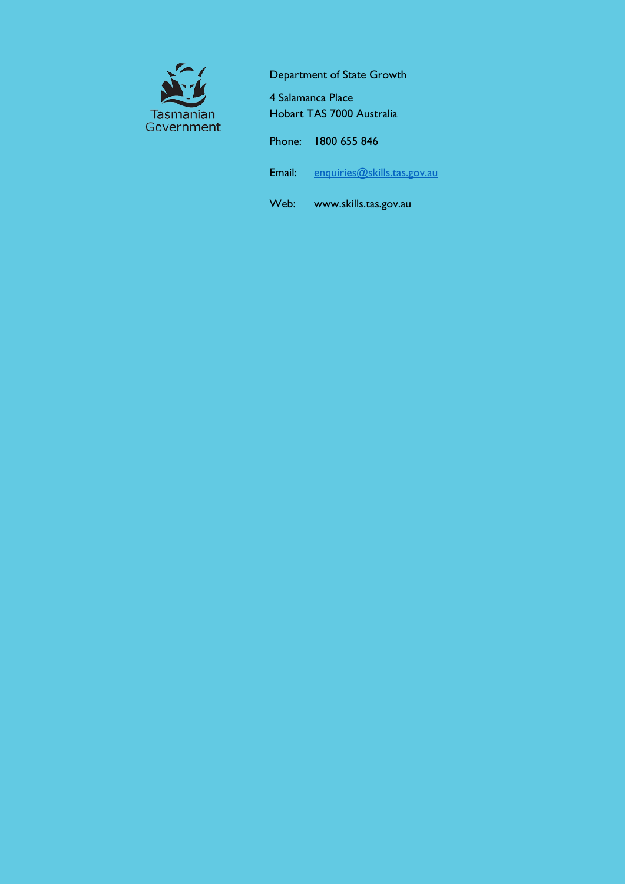Tasmanian Government

Department of State Growth

4 Salamanca Place
Hobart TAS 7000 Australia

Phone: 1800 655 846

Email: enquiries@skills.tas.gov.au

Web: www.skills.tas.gov.au